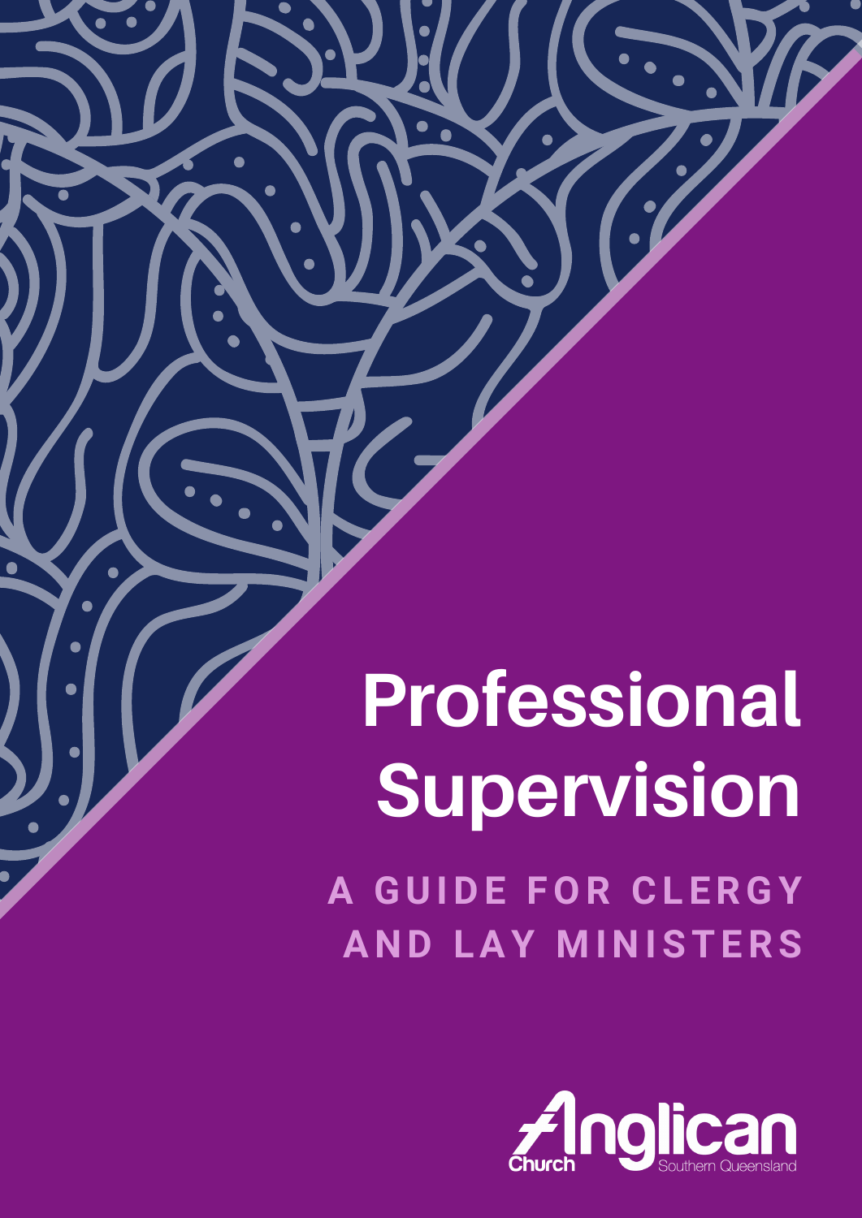# Professional Supervision

## A GUIDE FOR CLERGY AND LAY MINISTERS

Anglican Church Southern Queensland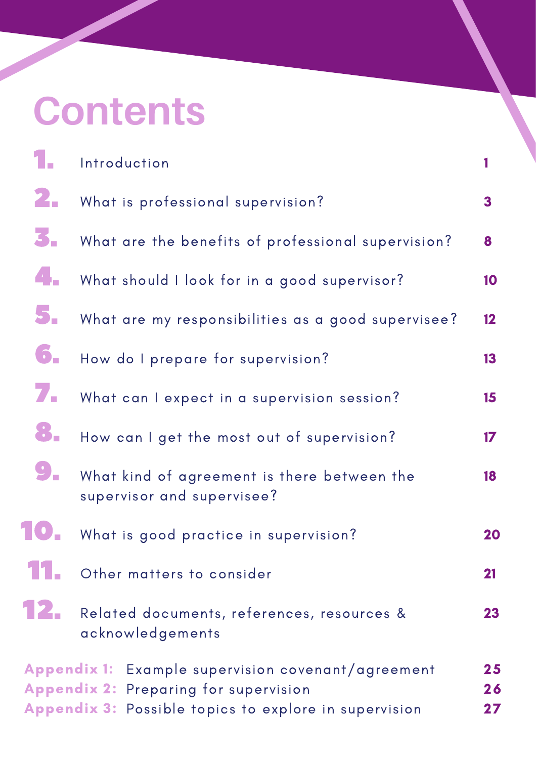# Contents

| | | |
|---|---|---|
| 1. | Introduction | 1 |
| 2. | What is professional supervision? | 3 |
| 3. | What are the benefits of professional supervision? | 8 |
| 4. | What should I look for in a good supervisor? | 10 |
| 5. | What are my responsibilities as a good supervisee? | 12 |
| 6. | How do I prepare for supervision? | 13 |
| 7. | What can I expect in a supervision session? | 15 |
| 8. | How can I get the most out of supervision? | 17 |
| 9. | What kind of agreement is there between the supervisor and supervisee? | 18 |
| 10. | What is good practice in supervision? | 20 |
| 11. | Other matters to consider | 21 |
| 12. | Related documents, references, resources & acknowledgements | 23 |
| Appendix 1: | Example supervision covenant/agreement | 25 |
| Appendix 2: | Preparing for supervision | 26 |
| Appendix 3: | Possible topics to explore in supervision | 27 |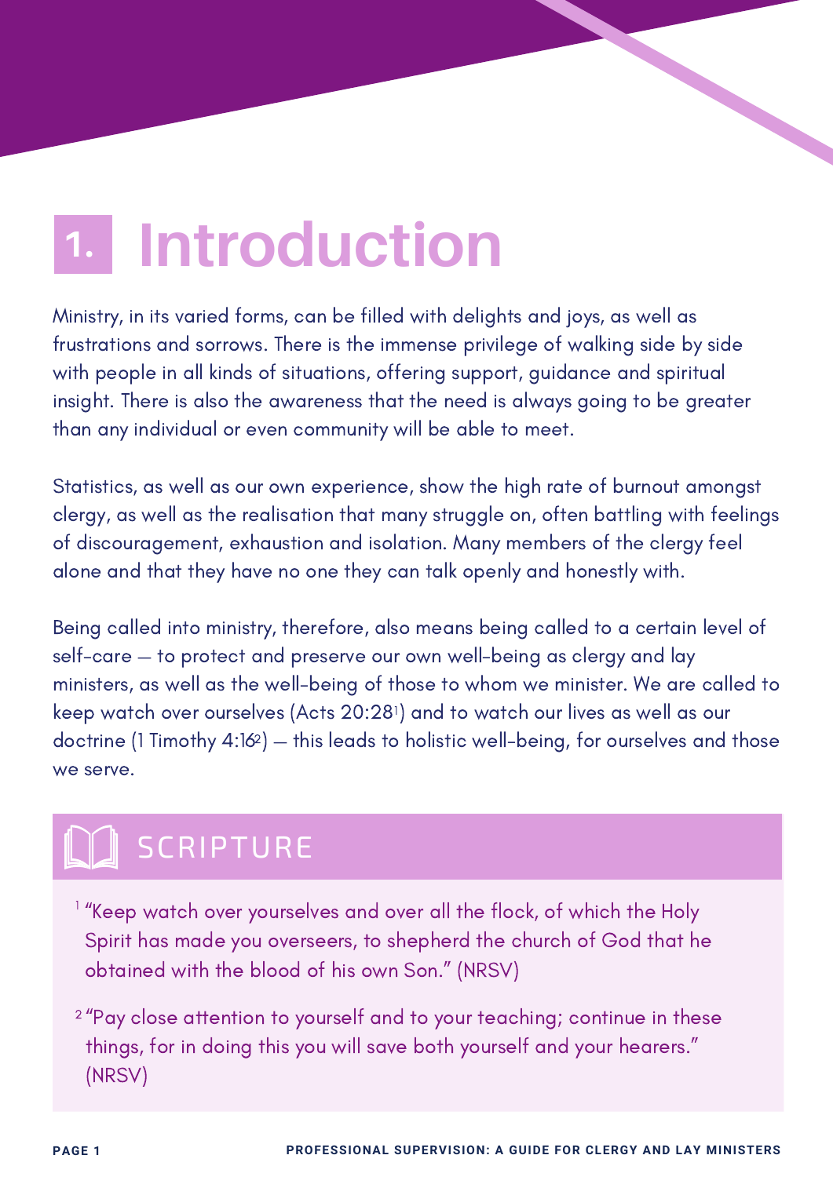# 1. Introduction

Ministry, in its varied forms, can be filled with delights and joys, as well as frustrations and sorrows. There is the immense privilege of walking side by side with people in all kinds of situations, offering support, guidance and spiritual insight. There is also the awareness that the need is always going to be greater than any individual or even community will be able to meet.

Statistics, as well as our own experience, show the high rate of burnout amongst clergy, as well as the realisation that many struggle on, often battling with feelings of discouragement, exhaustion and isolation. Many members of the clergy feel alone and that they have no one they can talk openly and honestly with.

Being called into ministry, therefore, also means being called to a certain level of self-care – to protect and preserve our own well-being as clergy and lay ministers, as well as the well-being of those to whom we minister. We are called to keep watch over ourselves (Acts 20:28[1]) and to watch our lives as well as our doctrine (1 Timothy 4:16[2]) – this leads to holistic well-being, for ourselves and those we serve.

## SCRIPTURE

[1] "Keep watch over yourselves and over all the flock, of which the Holy Spirit has made you overseers, to shepherd the church of God that he obtained with the blood of his own Son." (NRSV)

[2] "Pay close attention to yourself and to your teaching; continue in these things, for in doing this you will save both yourself and your hearers." (NRSV)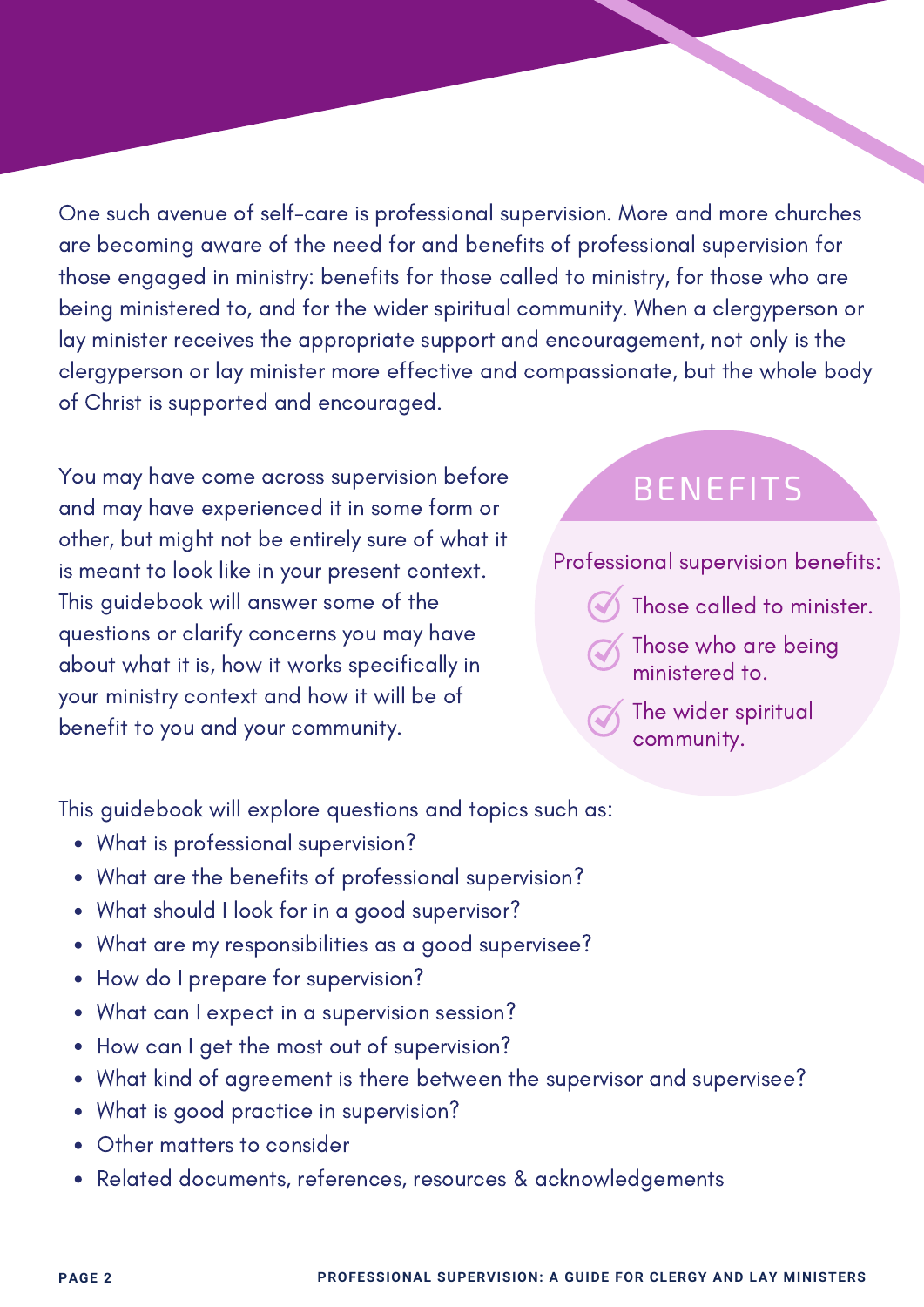One such avenue of self-care is professional supervision. More and more churches are becoming aware of the need for and benefits of professional supervision for those engaged in ministry: benefits for those called to ministry, for those who are being ministered to, and for the wider spiritual community. When a clergyperson or lay minister receives the appropriate support and encouragement, not only is the clergyperson or lay minister more effective and compassionate, but the whole body of Christ is supported and encouraged.

You may have come across supervision before and may have experienced it in some form or other, but might not be entirely sure of what it is meant to look like in your present context. This guidebook will answer some of the questions or clarify concerns you may have about what it is, how it works specifically in your ministry context and how it will be of benefit to you and your community.

## BENEFITS

Professional supervision benefits:

- Those called to minister.
- Those who are being ministered to.
- The wider spiritual community.

This guidebook will explore questions and topics such as:

- What is professional supervision?
- What are the benefits of professional supervision?
- What should I look for in a good supervisor?
- What are my responsibilities as a good supervisee?
- How do I prepare for supervision?
- What can I expect in a supervision session?
- How can I get the most out of supervision?
- What kind of agreement is there between the supervisor and supervisee?
- What is good practice in supervision?
- Other matters to consider
- Related documents, references, resources & acknowledgements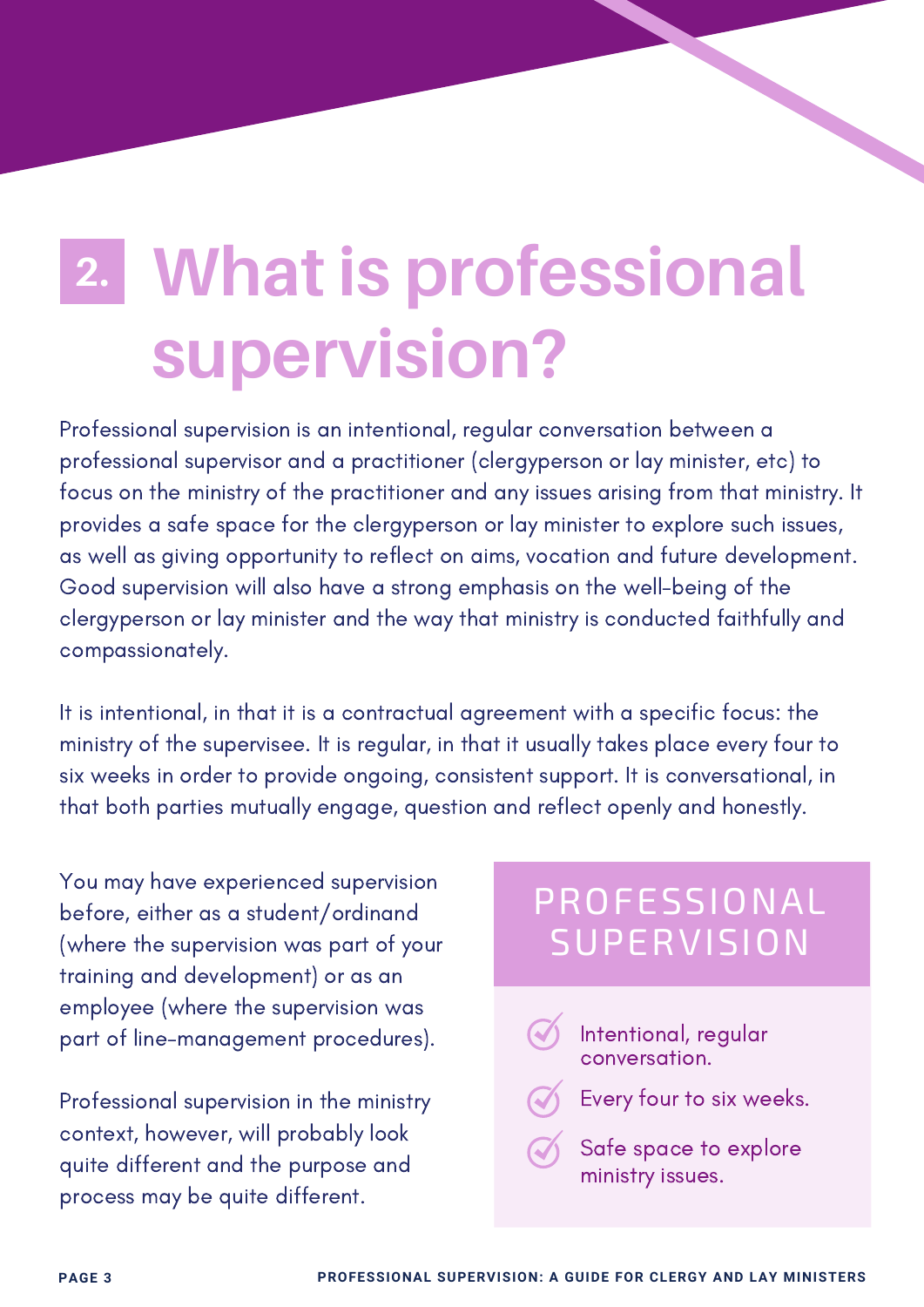# 2. What is professional supervision?

Professional supervision is an intentional, regular conversation between a professional supervisor and a practitioner (clergyperson or lay minister, etc) to focus on the ministry of the practitioner and any issues arising from that ministry. It provides a safe space for the clergyperson or lay minister to explore such issues, as well as giving opportunity to reflect on aims, vocation and future development. Good supervision will also have a strong emphasis on the well-being of the clergyperson or lay minister and the way that ministry is conducted faithfully and compassionately.

It is intentional, in that it is a contractual agreement with a specific focus: the ministry of the supervisee. It is regular, in that it usually takes place every four to six weeks in order to provide ongoing, consistent support. It is conversational, in that both parties mutually engage, question and reflect openly and honestly.

You may have experienced supervision before, either as a student/ordinand (where the supervision was part of your training and development) or as an employee (where the supervision was part of line-management procedures).

Professional supervision in the ministry context, however, will probably look quite different and the purpose and process may be quite different.

## PROFESSIONAL SUPERVISION

- Intentional, regular conversation.
- Every four to six weeks.
- Safe space to explore ministry issues.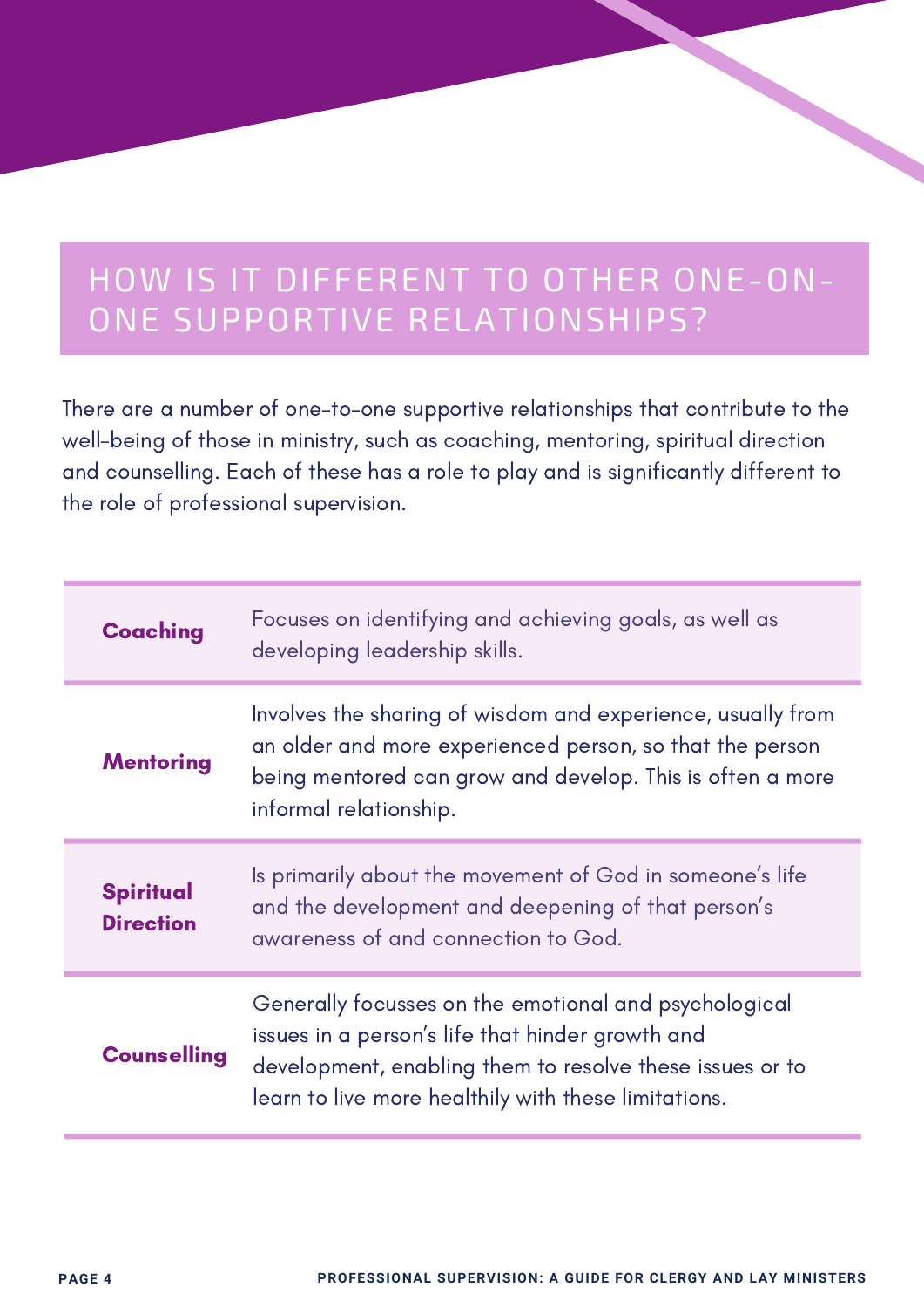## HOW IS IT DIFFERENT TO OTHER ONE-ON-ONE SUPPORTIVE RELATIONSHIPS?

There are a number of one-to-one supportive relationships that contribute to the well-being of those in ministry, such as coaching, mentoring, spiritual direction and counselling. Each of these has a role to play and is significantly different to the role of professional supervision.

| | |
|---|---|
| **Coaching** | Focuses on identifying and achieving goals, as well as developing leadership skills. |
| **Mentoring** | Involves the sharing of wisdom and experience, usually from an older and more experienced person, so that the person being mentored can grow and develop. This is often a more informal relationship. |
| **Spiritual Direction** | Is primarily about the movement of God in someone's life and the development and deepening of that person's awareness of and connection to God. |
| **Counselling** | Generally focusses on the emotional and psychological issues in a person's life that hinder growth and development, enabling them to resolve these issues or to learn to live more healthily with these limitations. |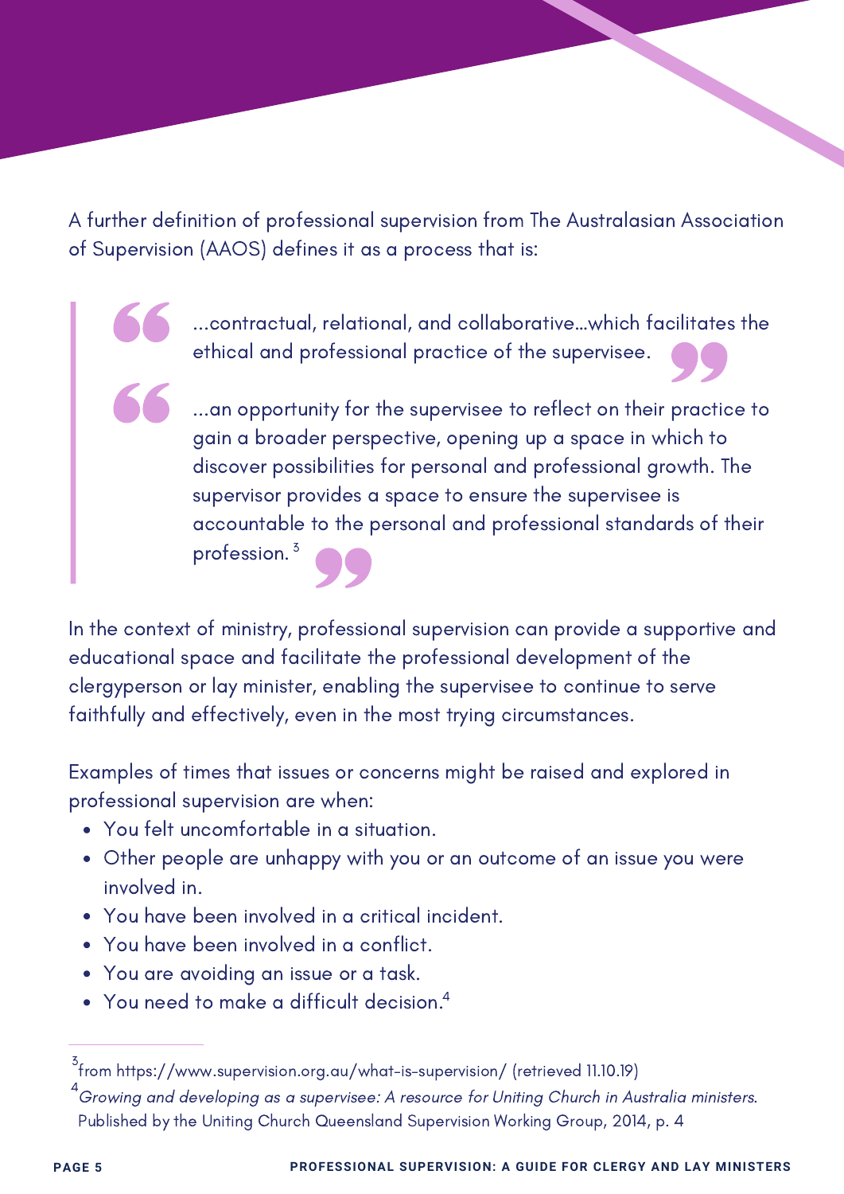A further definition of professional supervision from The Australasian Association of Supervision (AAOS) defines it as a process that is:

> ...contractual, relational, and collaborative...which facilitates the ethical and professional practice of the supervisee.

> ...an opportunity for the supervisee to reflect on their practice to gain a broader perspective, opening up a space in which to discover possibilities for personal and professional growth. The supervisor provides a space to ensure the supervisee is accountable to the personal and professional standards of their profession. [3]

In the context of ministry, professional supervision can provide a supportive and educational space and facilitate the professional development of the clergyperson or lay minister, enabling the supervisee to continue to serve faithfully and effectively, even in the most trying circumstances.

Examples of times that issues or concerns might be raised and explored in professional supervision are when:

- You felt uncomfortable in a situation.
- Other people are unhappy with you or an outcome of an issue you were involved in.
- You have been involved in a critical incident.
- You have been involved in a conflict.
- You are avoiding an issue or a task.
- You need to make a difficult decision.[4]

---

[3] from https://www.supervision.org.au/what-is-supervision/ (retrieved 11.10.19)

[4] *Growing and developing as a supervisee: A resource for Uniting Church in Australia ministers.* Published by the Uniting Church Queensland Supervision Working Group, 2014, p. 4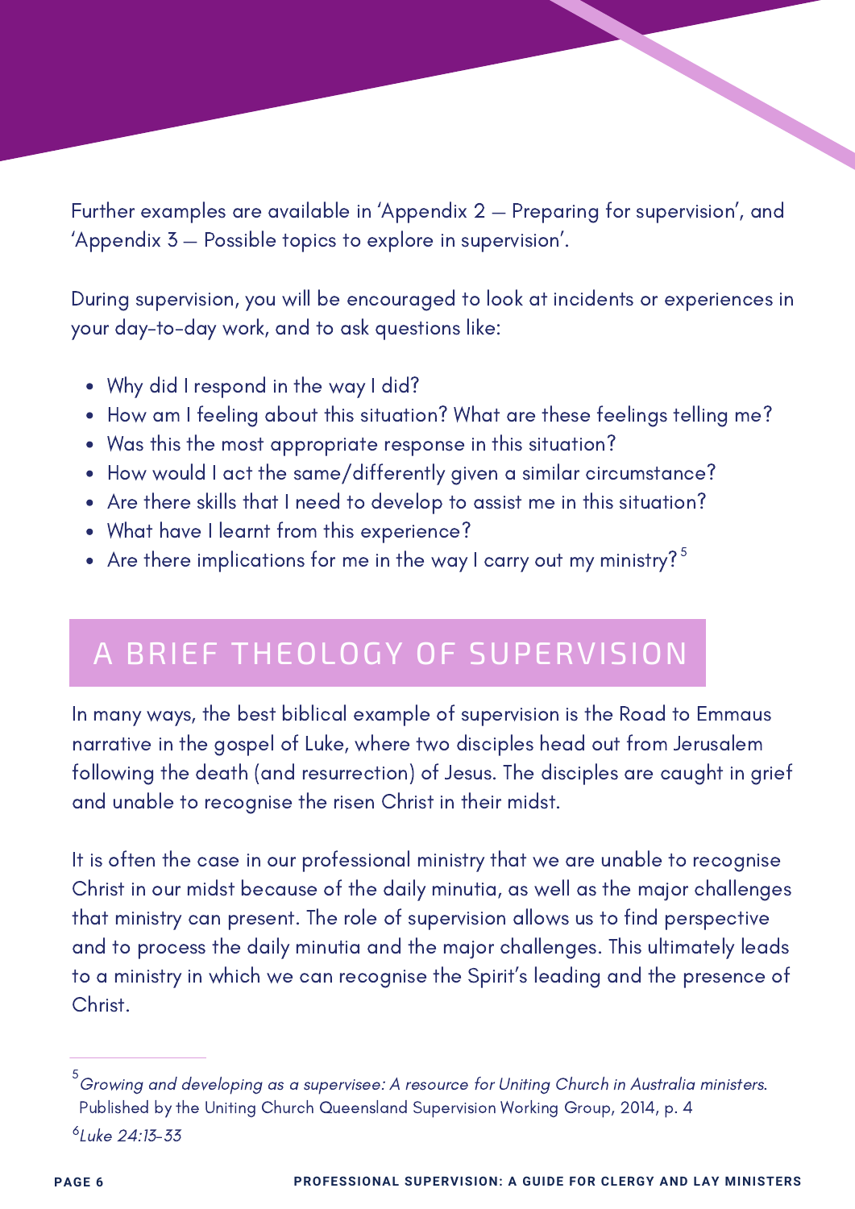Further examples are available in 'Appendix 2 – Preparing for supervision', and 'Appendix 3 – Possible topics to explore in supervision'.

During supervision, you will be encouraged to look at incidents or experiences in your day-to-day work, and to ask questions like:

- Why did I respond in the way I did?
- How am I feeling about this situation? What are these feelings telling me?
- Was this the most appropriate response in this situation?
- How would I act the same/differently given a similar circumstance?
- Are there skills that I need to develop to assist me in this situation?
- What have I learnt from this experience?
- Are there implications for me in the way I carry out my ministry?[5]

## A BRIEF THEOLOGY OF SUPERVISION

In many ways, the best biblical example of supervision is the Road to Emmaus narrative in the gospel of Luke, where two disciples head out from Jerusalem following the death (and resurrection) of Jesus. The disciples are caught in grief and unable to recognise the risen Christ in their midst.

It is often the case in our professional ministry that we are unable to recognise Christ in our midst because of the daily minutia, as well as the major challenges that ministry can present. The role of supervision allows us to find perspective and to process the daily minutia and the major challenges. This ultimately leads to a ministry in which we can recognise the Spirit's leading and the presence of Christ.

---

[5] *Growing and developing as a supervisee: A resource for Uniting Church in Australia ministers.* Published by the Uniting Church Queensland Supervision Working Group, 2014, p. 4

[6] *Luke 24:13-33*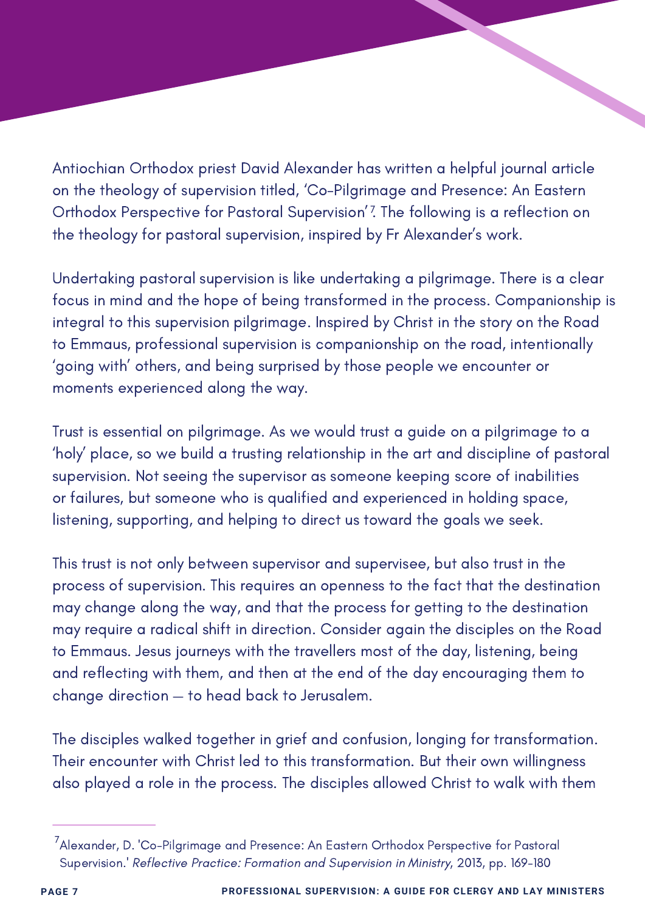Antiochian Orthodox priest David Alexander has written a helpful journal article on the theology of supervision titled, 'Co-Pilgrimage and Presence: An Eastern Orthodox Perspective for Pastoral Supervision'[7]. The following is a reflection on the theology for pastoral supervision, inspired by Fr Alexander's work.

Undertaking pastoral supervision is like undertaking a pilgrimage. There is a clear focus in mind and the hope of being transformed in the process. Companionship is integral to this supervision pilgrimage. Inspired by Christ in the story on the Road to Emmaus, professional supervision is companionship on the road, intentionally 'going with' others, and being surprised by those people we encounter or moments experienced along the way.

Trust is essential on pilgrimage. As we would trust a guide on a pilgrimage to a 'holy' place, so we build a trusting relationship in the art and discipline of pastoral supervision. Not seeing the supervisor as someone keeping score of inabilities or failures, but someone who is qualified and experienced in holding space, listening, supporting, and helping to direct us toward the goals we seek.

This trust is not only between supervisor and supervisee, but also trust in the process of supervision. This requires an openness to the fact that the destination may change along the way, and that the process for getting to the destination may require a radical shift in direction. Consider again the disciples on the Road to Emmaus. Jesus journeys with the travellers most of the day, listening, being and reflecting with them, and then at the end of the day encouraging them to change direction – to head back to Jerusalem.

The disciples walked together in grief and confusion, longing for transformation. Their encounter with Christ led to this transformation. But their own willingness also played a role in the process. The disciples allowed Christ to walk with them

---

[7] Alexander, D. 'Co-Pilgrimage and Presence: An Eastern Orthodox Perspective for Pastoral Supervision.' *Reflective Practice: Formation and Supervision in Ministry*, 2013, pp. 169-180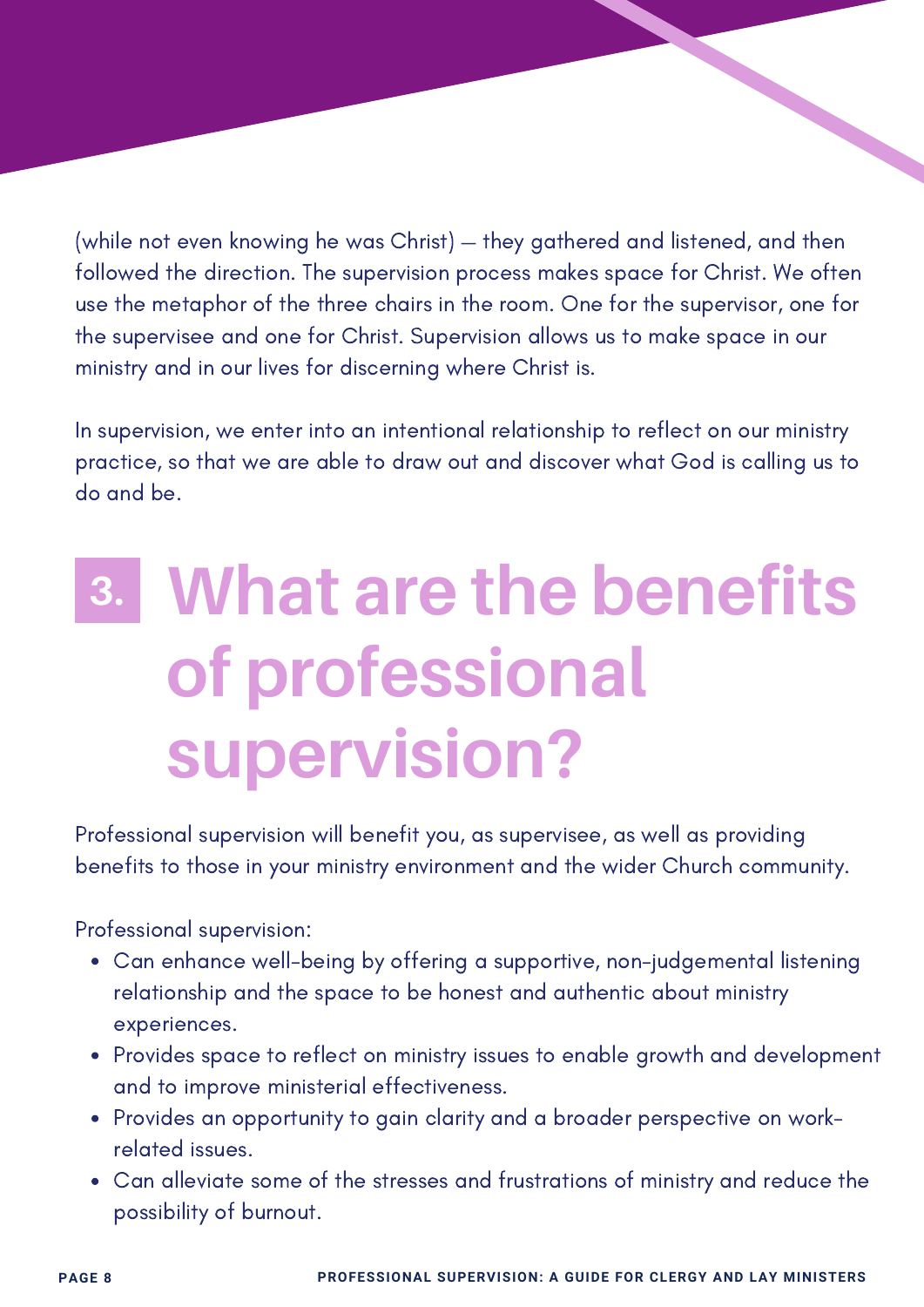(while not even knowing he was Christ) – they gathered and listened, and then followed the direction. The supervision process makes space for Christ. We often use the metaphor of the three chairs in the room. One for the supervisor, one for the supervisee and one for Christ. Supervision allows us to make space in our ministry and in our lives for discerning where Christ is.

In supervision, we enter into an intentional relationship to reflect on our ministry practice, so that we are able to draw out and discover what God is calling us to do and be.

## 3. What are the benefits of professional supervision?

Professional supervision will benefit you, as supervisee, as well as providing benefits to those in your ministry environment and the wider Church community.

Professional supervision:

- Can enhance well-being by offering a supportive, non-judgemental listening relationship and the space to be honest and authentic about ministry experiences.
- Provides space to reflect on ministry issues to enable growth and development and to improve ministerial effectiveness.
- Provides an opportunity to gain clarity and a broader perspective on work-related issues.
- Can alleviate some of the stresses and frustrations of ministry and reduce the possibility of burnout.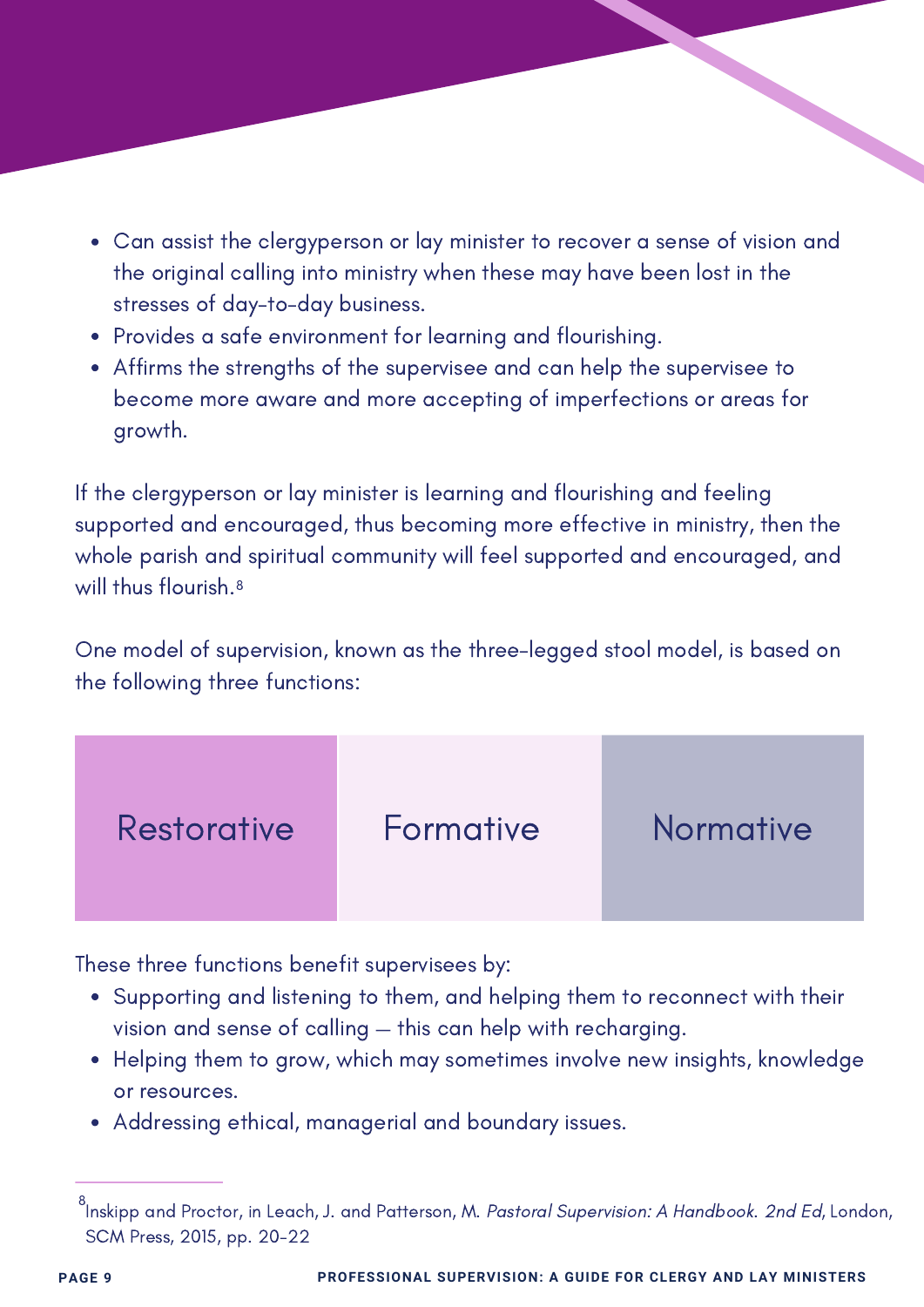- Can assist the clergyperson or lay minister to recover a sense of vision and the original calling into ministry when these may have been lost in the stresses of day-to-day business.
- Provides a safe environment for learning and flourishing.
- Affirms the strengths of the supervisee and can help the supervisee to become more aware and more accepting of imperfections or areas for growth.

If the clergyperson or lay minister is learning and flourishing and feeling supported and encouraged, thus becoming more effective in ministry, then the whole parish and spiritual community will feel supported and encouraged, and will thus flourish.[8]

One model of supervision, known as the three-legged stool model, is based on the following three functions:

| Restorative | Formative | Normative |
| --- | --- | --- |

These three functions benefit supervisees by:

- Supporting and listening to them, and helping them to reconnect with their vision and sense of calling – this can help with recharging.
- Helping them to grow, which may sometimes involve new insights, knowledge or resources.
- Addressing ethical, managerial and boundary issues.

---

[8] Inskipp and Proctor, in Leach, J. and Patterson, M. *Pastoral Supervision: A Handbook. 2nd Ed*, London, SCM Press, 2015, pp. 20-22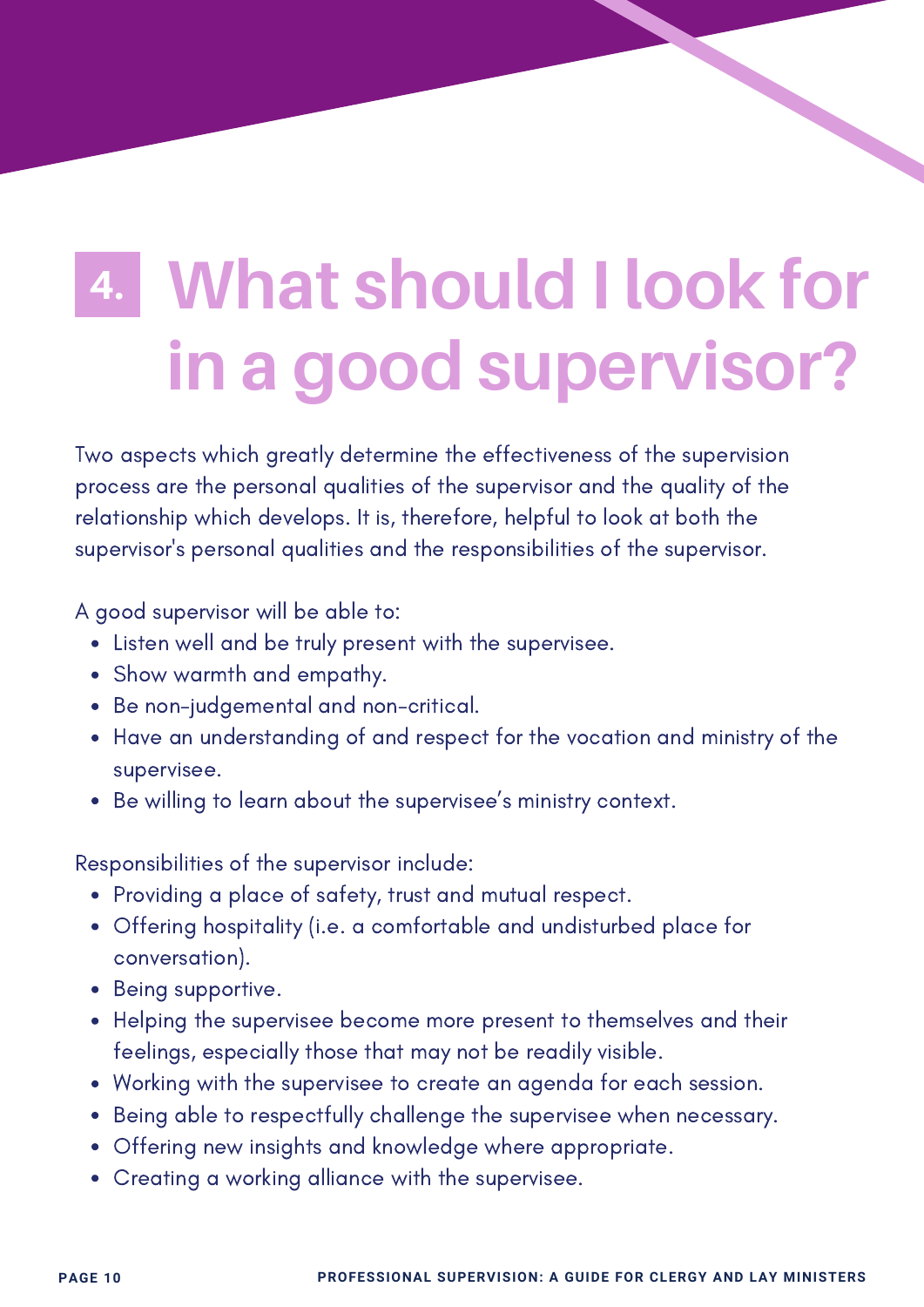# 4. What should I look for in a good supervisor?

Two aspects which greatly determine the effectiveness of the supervision process are the personal qualities of the supervisor and the quality of the relationship which develops. It is, therefore, helpful to look at both the supervisor's personal qualities and the responsibilities of the supervisor.

A good supervisor will be able to:

- Listen well and be truly present with the supervisee.
- Show warmth and empathy.
- Be non-judgemental and non-critical.
- Have an understanding of and respect for the vocation and ministry of the supervisee.
- Be willing to learn about the supervisee's ministry context.

Responsibilities of the supervisor include:

- Providing a place of safety, trust and mutual respect.
- Offering hospitality (i.e. a comfortable and undisturbed place for conversation).
- Being supportive.
- Helping the supervisee become more present to themselves and their feelings, especially those that may not be readily visible.
- Working with the supervisee to create an agenda for each session.
- Being able to respectfully challenge the supervisee when necessary.
- Offering new insights and knowledge where appropriate.
- Creating a working alliance with the supervisee.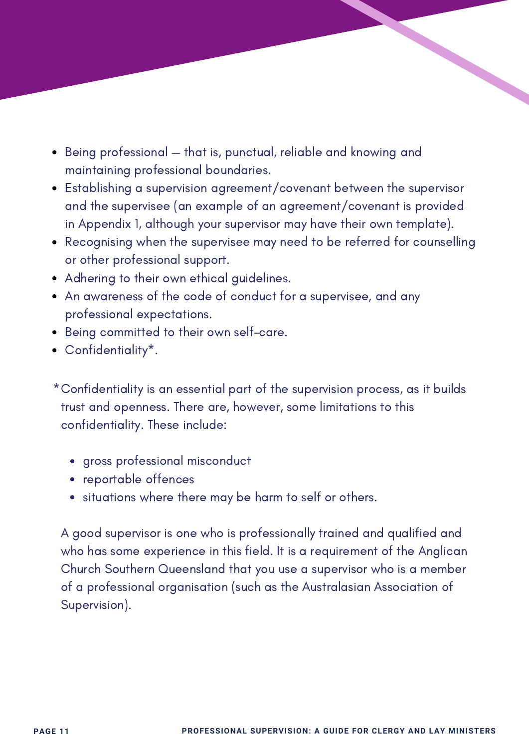- Being professional – that is, punctual, reliable and knowing and maintaining professional boundaries.
- Establishing a supervision agreement/covenant between the supervisor and the supervisee (an example of an agreement/covenant is provided in Appendix 1, although your supervisor may have their own template).
- Recognising when the supervisee may need to be referred for counselling or other professional support.
- Adhering to their own ethical guidelines.
- An awareness of the code of conduct for a supervisee, and any professional expectations.
- Being committed to their own self-care.
- Confidentiality*.

*Confidentiality is an essential part of the supervision process, as it builds trust and openness. There are, however, some limitations to this confidentiality. These include:

- gross professional misconduct
- reportable offences
- situations where there may be harm to self or others.

A good supervisor is one who is professionally trained and qualified and who has some experience in this field. It is a requirement of the Anglican Church Southern Queensland that you use a supervisor who is a member of a professional organisation (such as the Australasian Association of Supervision).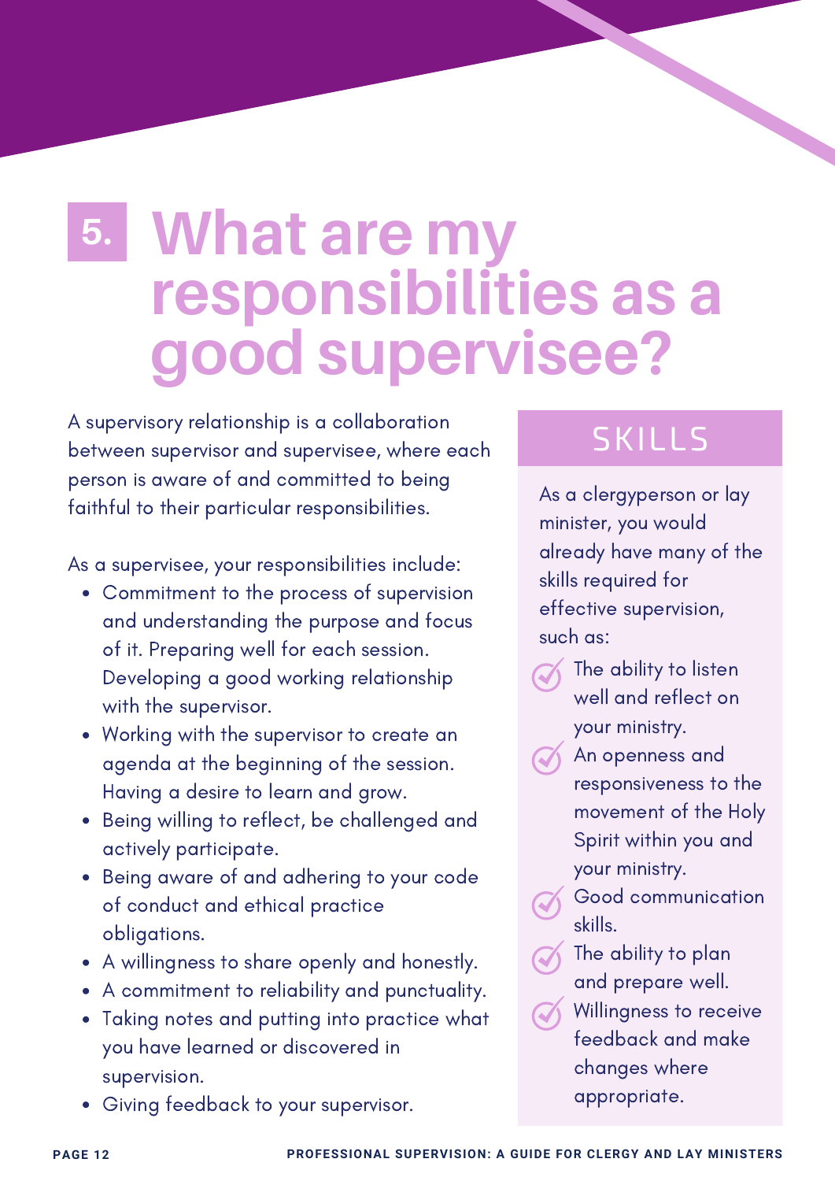# 5. What are my responsibilities as a good supervisee?

A supervisory relationship is a collaboration between supervisor and supervisee, where each person is aware of and committed to being faithful to their particular responsibilities.

As a supervisee, your responsibilities include:

- Commitment to the process of supervision and understanding the purpose and focus of it. Preparing well for each session. Developing a good working relationship with the supervisor.
- Working with the supervisor to create an agenda at the beginning of the session. Having a desire to learn and grow.
- Being willing to reflect, be challenged and actively participate.
- Being aware of and adhering to your code of conduct and ethical practice obligations.
- A willingness to share openly and honestly.
- A commitment to reliability and punctuality.
- Taking notes and putting into practice what you have learned or discovered in supervision.
- Giving feedback to your supervisor.

## SKILLS

As a clergyperson or lay minister, you would already have many of the skills required for effective supervision, such as:

- The ability to listen well and reflect on your ministry.
- An openness and responsiveness to the movement of the Holy Spirit within you and your ministry.
- Good communication skills.
- The ability to plan and prepare well.
- Willingness to receive feedback and make changes where appropriate.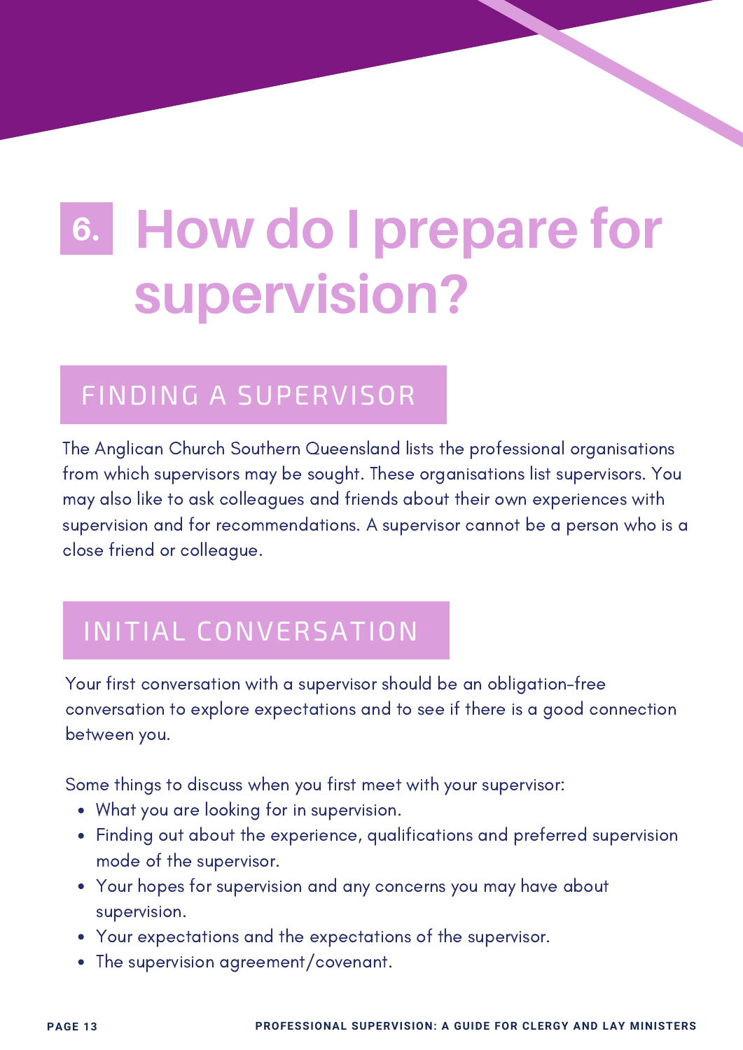# 6. How do I prepare for supervision?

## FINDING A SUPERVISOR

The Anglican Church Southern Queensland lists the professional organisations from which supervisors may be sought. These organisations list supervisors. You may also like to ask colleagues and friends about their own experiences with supervision and for recommendations. A supervisor cannot be a person who is a close friend or colleague.

## INITIAL CONVERSATION

Your first conversation with a supervisor should be an obligation-free conversation to explore expectations and to see if there is a good connection between you.

Some things to discuss when you first meet with your supervisor:

- What you are looking for in supervision.
- Finding out about the experience, qualifications and preferred supervision mode of the supervisor.
- Your hopes for supervision and any concerns you may have about supervision.
- Your expectations and the expectations of the supervisor.
- The supervision agreement/covenant.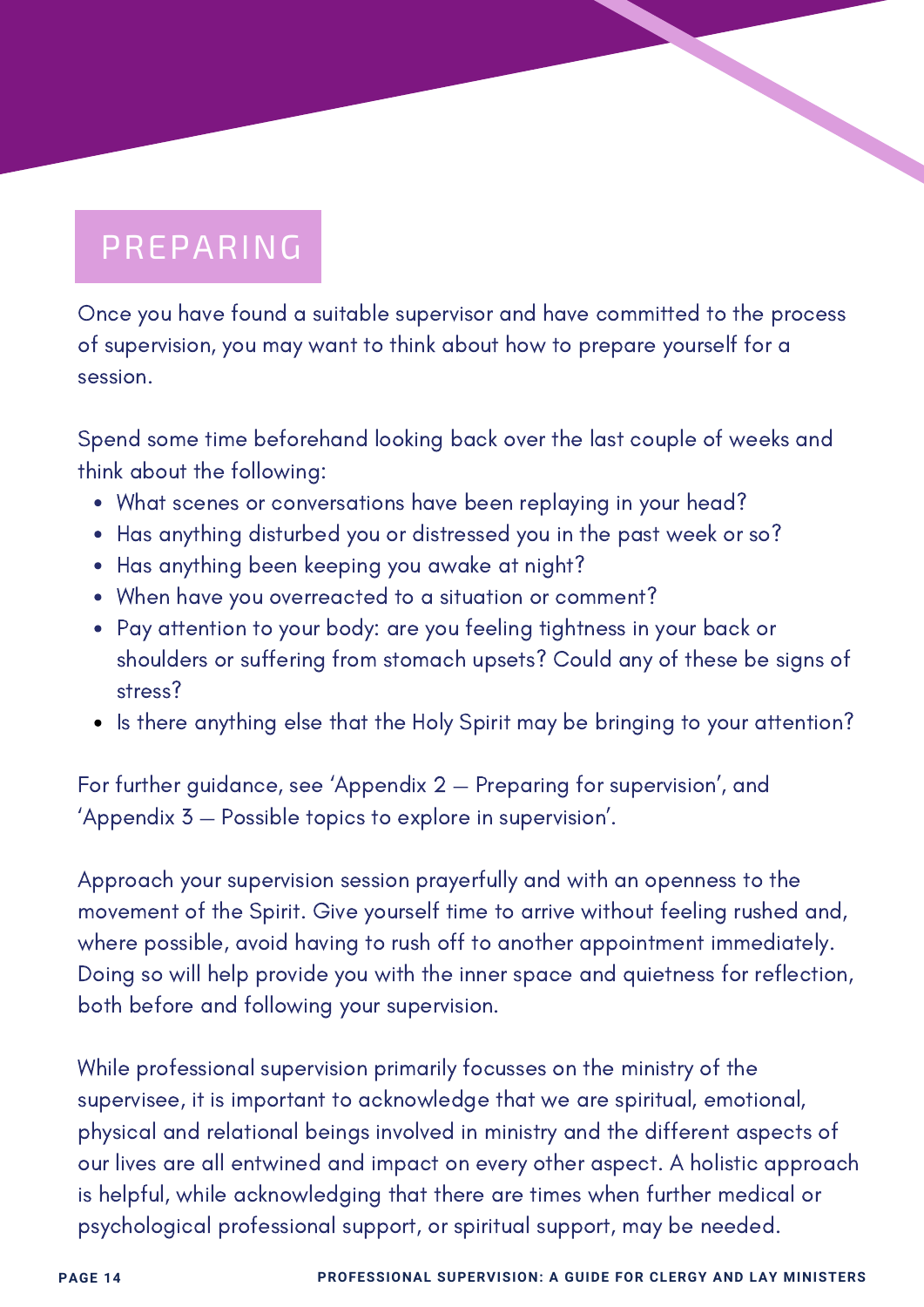## PREPARING

Once you have found a suitable supervisor and have committed to the process of supervision, you may want to think about how to prepare yourself for a session.

Spend some time beforehand looking back over the last couple of weeks and think about the following:

- What scenes or conversations have been replaying in your head?
- Has anything disturbed you or distressed you in the past week or so?
- Has anything been keeping you awake at night?
- When have you overreacted to a situation or comment?
- Pay attention to your body: are you feeling tightness in your back or shoulders or suffering from stomach upsets? Could any of these be signs of stress?
- Is there anything else that the Holy Spirit may be bringing to your attention?

For further guidance, see 'Appendix 2 – Preparing for supervision', and 'Appendix 3 – Possible topics to explore in supervision'.

Approach your supervision session prayerfully and with an openness to the movement of the Spirit. Give yourself time to arrive without feeling rushed and, where possible, avoid having to rush off to another appointment immediately. Doing so will help provide you with the inner space and quietness for reflection, both before and following your supervision.

While professional supervision primarily focusses on the ministry of the supervisee, it is important to acknowledge that we are spiritual, emotional, physical and relational beings involved in ministry and the different aspects of our lives are all entwined and impact on every other aspect. A holistic approach is helpful, while acknowledging that there are times when further medical or psychological professional support, or spiritual support, may be needed.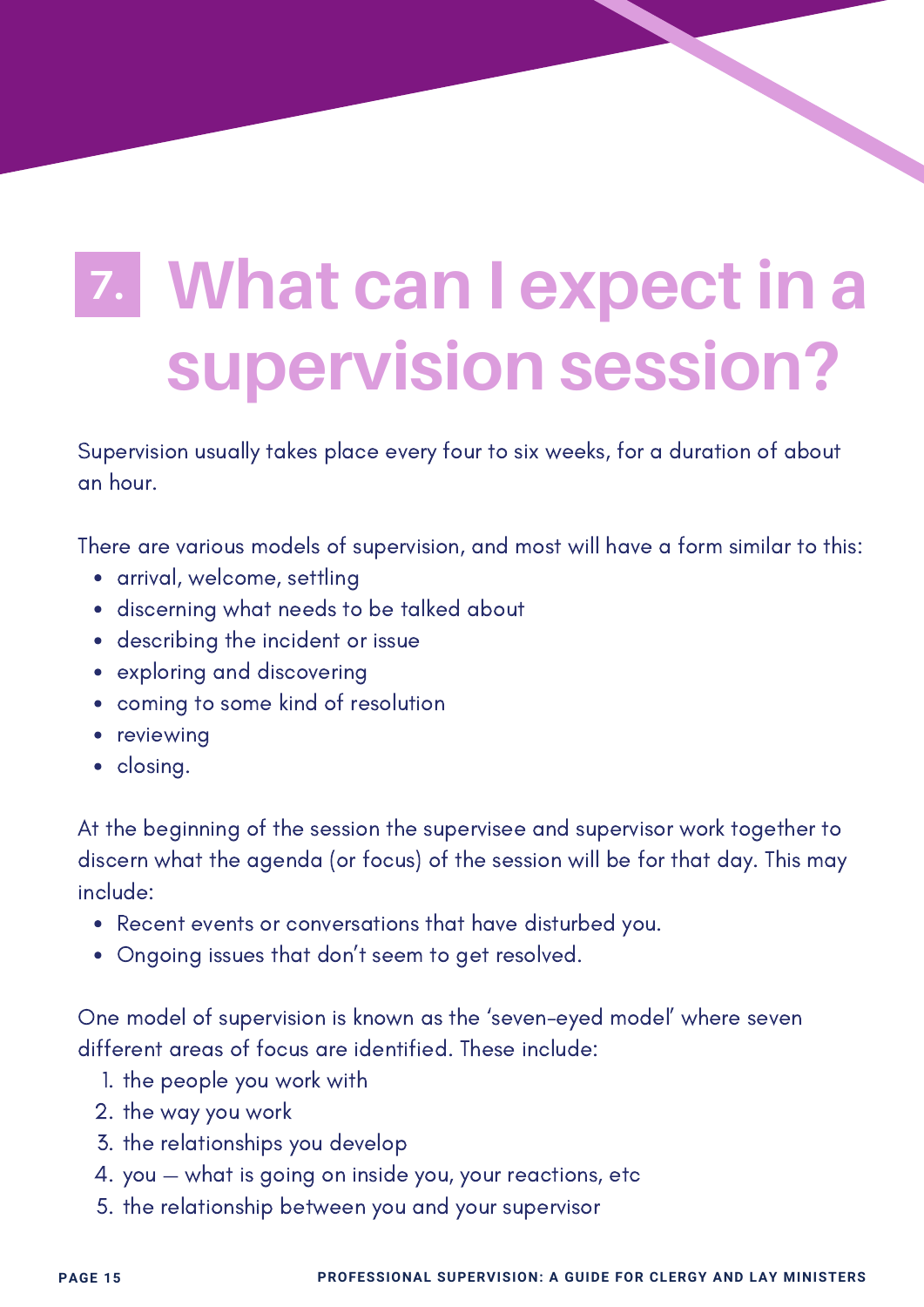# 7. What can I expect in a supervision session?

Supervision usually takes place every four to six weeks, for a duration of about an hour.

There are various models of supervision, and most will have a form similar to this:

- arrival, welcome, settling
- discerning what needs to be talked about
- describing the incident or issue
- exploring and discovering
- coming to some kind of resolution
- reviewing
- closing.

At the beginning of the session the supervisee and supervisor work together to discern what the agenda (or focus) of the session will be for that day. This may include:

- Recent events or conversations that have disturbed you.
- Ongoing issues that don't seem to get resolved.

One model of supervision is known as the 'seven-eyed model' where seven different areas of focus are identified. These include:

1. the people you work with
2. the way you work
3. the relationships you develop
4. you – what is going on inside you, your reactions, etc
5. the relationship between you and your supervisor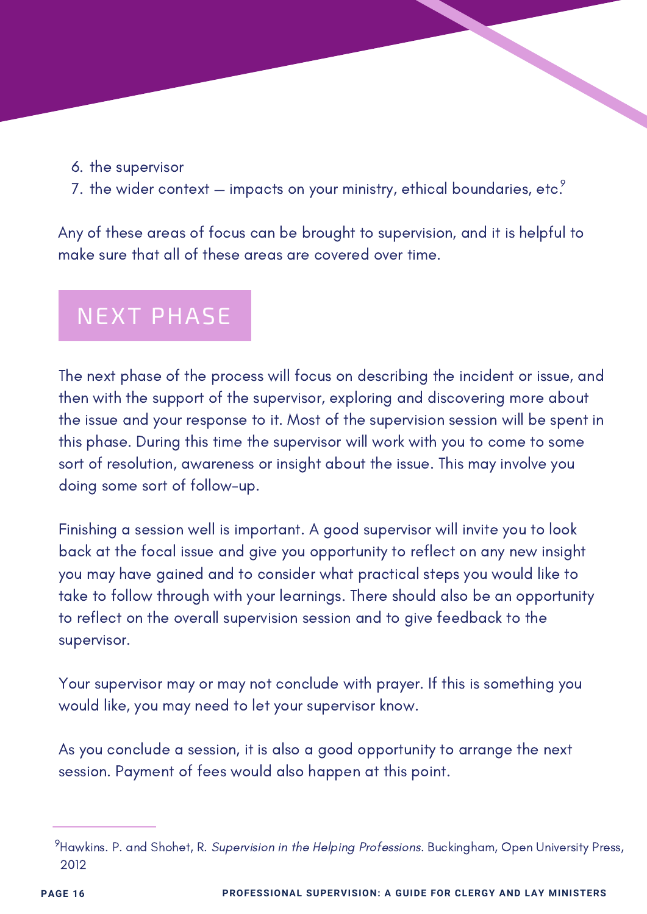6. the supervisor
7. the wider context — impacts on your ministry, ethical boundaries, etc.[9]

Any of these areas of focus can be brought to supervision, and it is helpful to make sure that all of these areas are covered over time.

## NEXT PHASE

The next phase of the process will focus on describing the incident or issue, and then with the support of the supervisor, exploring and discovering more about the issue and your response to it. Most of the supervision session will be spent in this phase. During this time the supervisor will work with you to come to some sort of resolution, awareness or insight about the issue. This may involve you doing some sort of follow-up.

Finishing a session well is important. A good supervisor will invite you to look back at the focal issue and give you opportunity to reflect on any new insight you may have gained and to consider what practical steps you would like to take to follow through with your learnings. There should also be an opportunity to reflect on the overall supervision session and to give feedback to the supervisor.

Your supervisor may or may not conclude with prayer. If this is something you would like, you may need to let your supervisor know.

As you conclude a session, it is also a good opportunity to arrange the next session. Payment of fees would also happen at this point.

---

[9] Hawkins. P. and Shohet, R. *Supervision in the Helping Professions*. Buckingham, Open University Press, 2012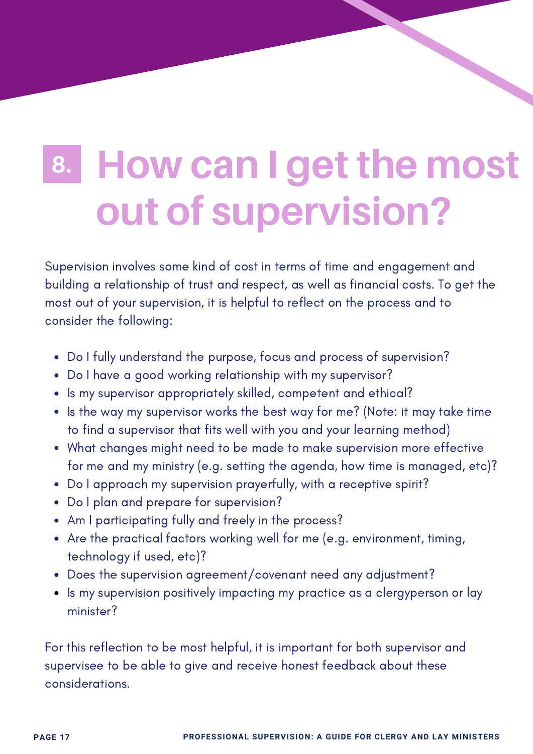# 8. How can I get the most out of supervision?

Supervision involves some kind of cost in terms of time and engagement and building a relationship of trust and respect, as well as financial costs. To get the most out of your supervision, it is helpful to reflect on the process and to consider the following:

- Do I fully understand the purpose, focus and process of supervision?
- Do I have a good working relationship with my supervisor?
- Is my supervisor appropriately skilled, competent and ethical?
- Is the way my supervisor works the best way for me? (Note: it may take time to find a supervisor that fits well with you and your learning method)
- What changes might need to be made to make supervision more effective for me and my ministry (e.g. setting the agenda, how time is managed, etc)?
- Do I approach my supervision prayerfully, with a receptive spirit?
- Do I plan and prepare for supervision?
- Am I participating fully and freely in the process?
- Are the practical factors working well for me (e.g. environment, timing, technology if used, etc)?
- Does the supervision agreement/covenant need any adjustment?
- Is my supervision positively impacting my practice as a clergyperson or lay minister?

For this reflection to be most helpful, it is important for both supervisor and supervisee to be able to give and receive honest feedback about these considerations.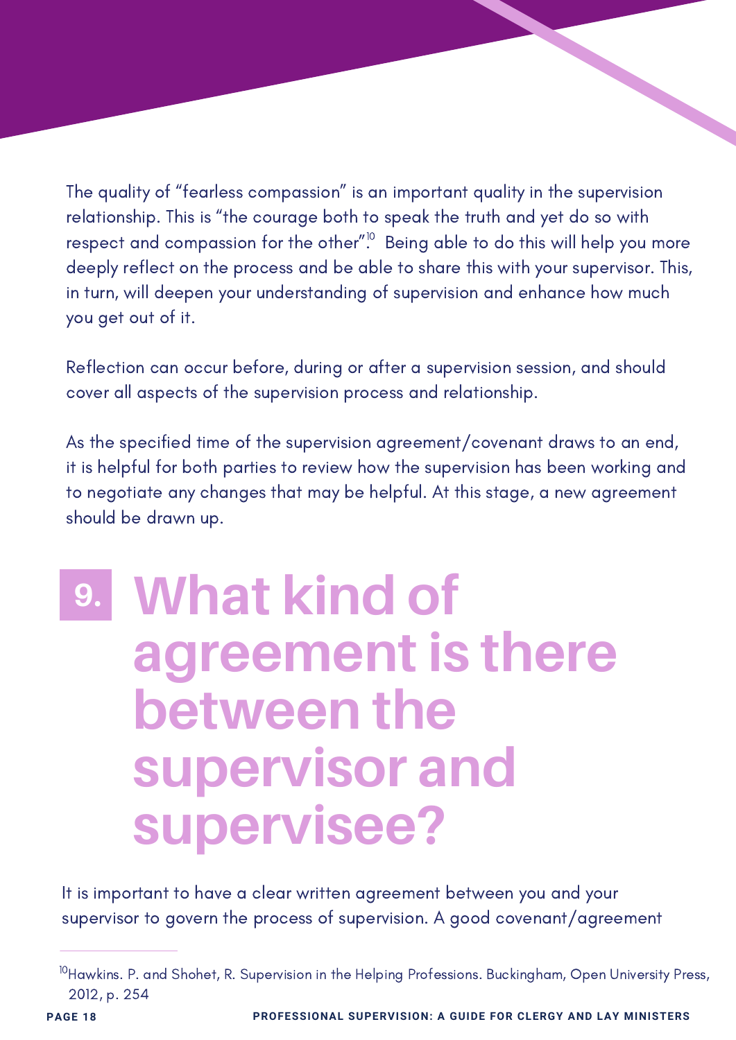The quality of "fearless compassion" is an important quality in the supervision relationship. This is "the courage both to speak the truth and yet do so with respect and compassion for the other".[10] Being able to do this will help you more deeply reflect on the process and be able to share this with your supervisor. This, in turn, will deepen your understanding of supervision and enhance how much you get out of it.

Reflection can occur before, during or after a supervision session, and should cover all aspects of the supervision process and relationship.

As the specified time of the supervision agreement/covenant draws to an end, it is helpful for both parties to review how the supervision has been working and to negotiate any changes that may be helpful. At this stage, a new agreement should be drawn up.

## 9. What kind of agreement is there between the supervisor and supervisee?

It is important to have a clear written agreement between you and your supervisor to govern the process of supervision. A good covenant/agreement

---

[10] Hawkins. P. and Shohet, R. Supervision in the Helping Professions. Buckingham, Open University Press, 2012, p. 254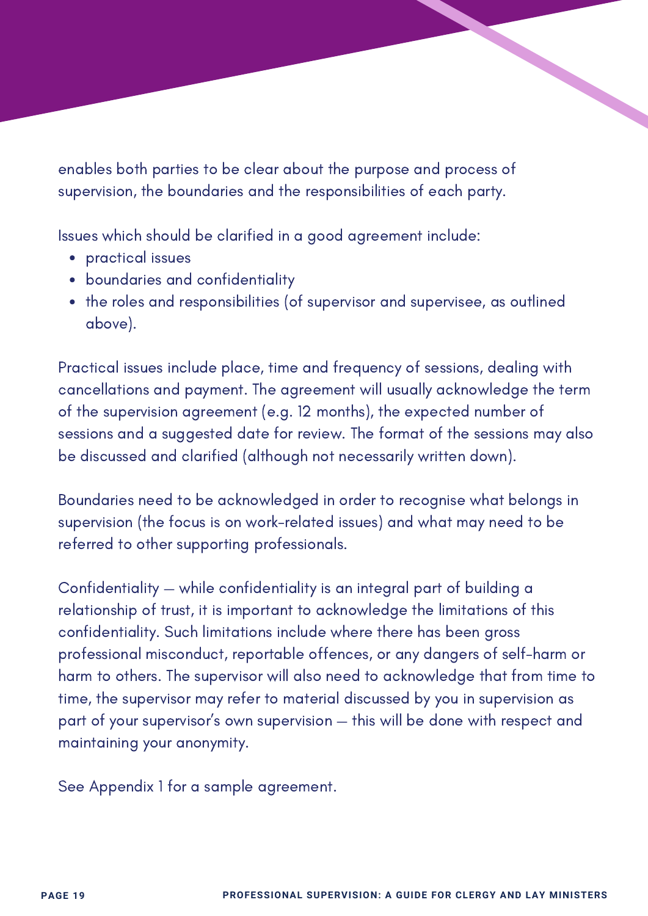enables both parties to be clear about the purpose and process of supervision, the boundaries and the responsibilities of each party.

Issues which should be clarified in a good agreement include:

- practical issues
- boundaries and confidentiality
- the roles and responsibilities (of supervisor and supervisee, as outlined above).

Practical issues include place, time and frequency of sessions, dealing with cancellations and payment. The agreement will usually acknowledge the term of the supervision agreement (e.g. 12 months), the expected number of sessions and a suggested date for review. The format of the sessions may also be discussed and clarified (although not necessarily written down).

Boundaries need to be acknowledged in order to recognise what belongs in supervision (the focus is on work-related issues) and what may need to be referred to other supporting professionals.

Confidentiality – while confidentiality is an integral part of building a relationship of trust, it is important to acknowledge the limitations of this confidentiality. Such limitations include where there has been gross professional misconduct, reportable offences, or any dangers of self-harm or harm to others. The supervisor will also need to acknowledge that from time to time, the supervisor may refer to material discussed by you in supervision as part of your supervisor's own supervision – this will be done with respect and maintaining your anonymity.

See Appendix 1 for a sample agreement.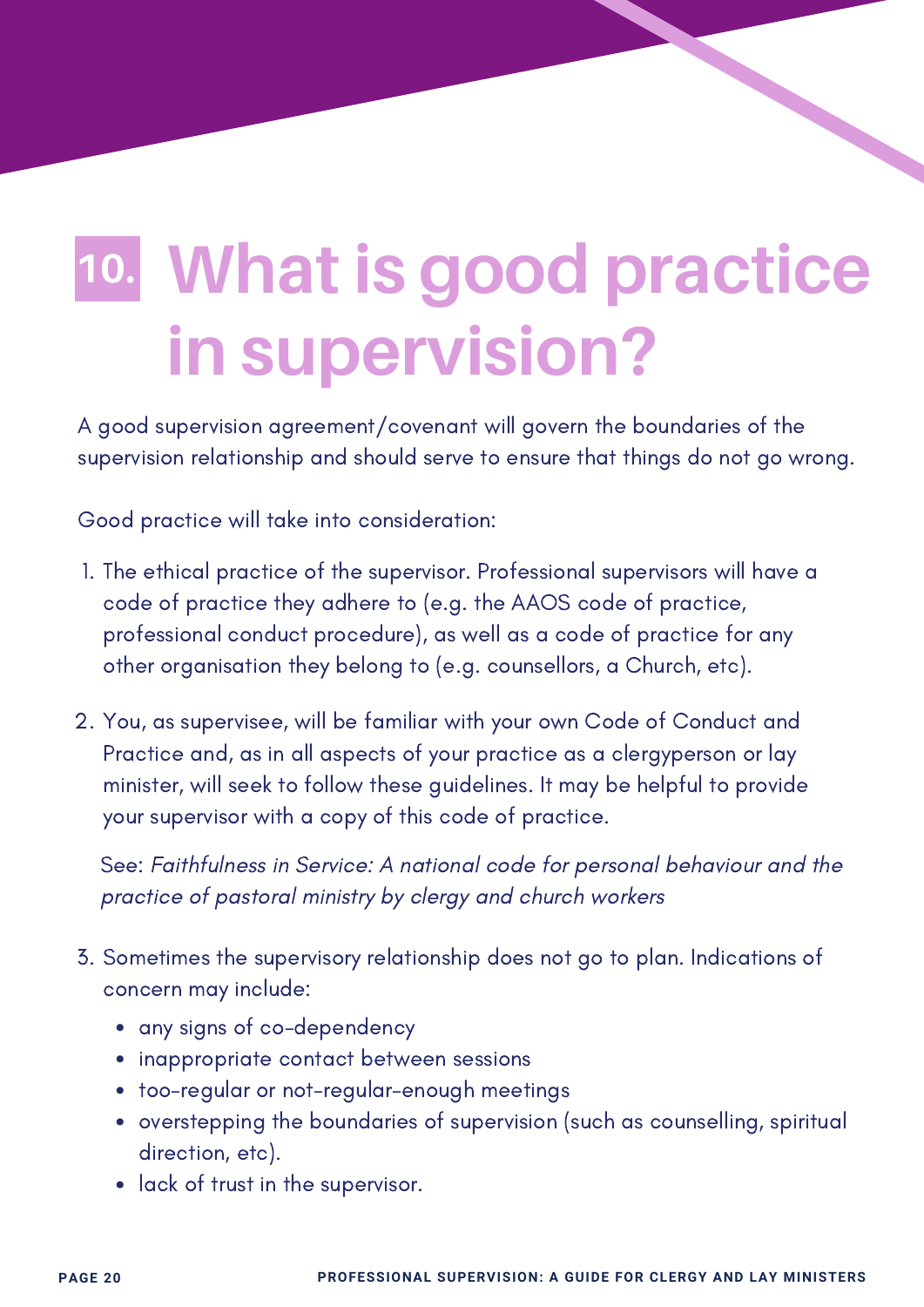# 10. What is good practice in supervision?

A good supervision agreement/covenant will govern the boundaries of the supervision relationship and should serve to ensure that things do not go wrong.

Good practice will take into consideration:

1. The ethical practice of the supervisor. Professional supervisors will have a code of practice they adhere to (e.g. the AAOS code of practice, professional conduct procedure), as well as a code of practice for any other organisation they belong to (e.g. counsellors, a Church, etc).

2. You, as supervisee, will be familiar with your own Code of Conduct and Practice and, as in all aspects of your practice as a clergyperson or lay minister, will seek to follow these guidelines. It may be helpful to provide your supervisor with a copy of this code of practice.

   See: *Faithfulness in Service: A national code for personal behaviour and the practice of pastoral ministry by clergy and church workers*

3. Sometimes the supervisory relationship does not go to plan. Indications of concern may include:
   - any signs of co-dependency
   - inappropriate contact between sessions
   - too-regular or not-regular-enough meetings
   - overstepping the boundaries of supervision (such as counselling, spiritual direction, etc).
   - lack of trust in the supervisor.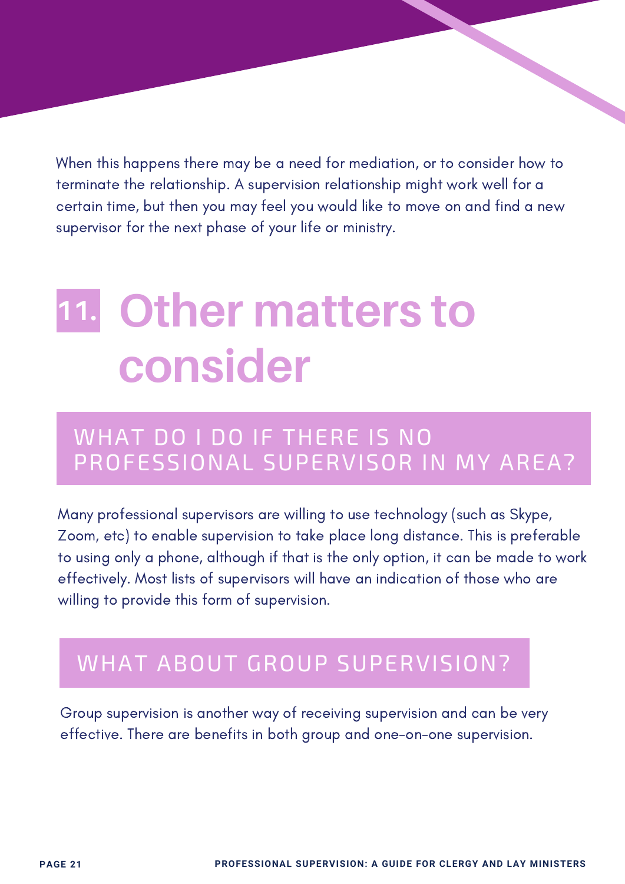When this happens there may be a need for mediation, or to consider how to terminate the relationship. A supervision relationship might work well for a certain time, but then you may feel you would like to move on and find a new supervisor for the next phase of your life or ministry.

# 11. Other matters to consider

## WHAT DO I DO IF THERE IS NO PROFESSIONAL SUPERVISOR IN MY AREA?

Many professional supervisors are willing to use technology (such as Skype, Zoom, etc) to enable supervision to take place long distance. This is preferable to using only a phone, although if that is the only option, it can be made to work effectively. Most lists of supervisors will have an indication of those who are willing to provide this form of supervision.

## WHAT ABOUT GROUP SUPERVISION?

Group supervision is another way of receiving supervision and can be very effective. There are benefits in both group and one-on-one supervision.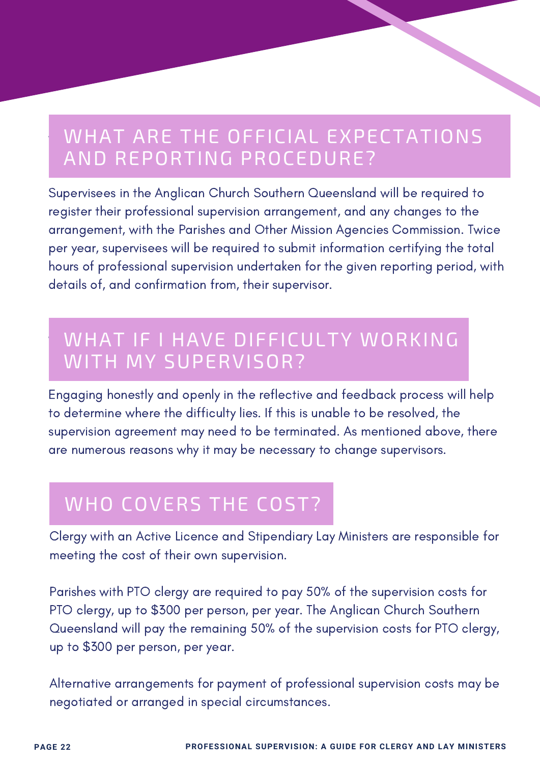## WHAT ARE THE OFFICIAL EXPECTATIONS AND REPORTING PROCEDURE?

Supervisees in the Anglican Church Southern Queensland will be required to register their professional supervision arrangement, and any changes to the arrangement, with the Parishes and Other Mission Agencies Commission. Twice per year, supervisees will be required to submit information certifying the total hours of professional supervision undertaken for the given reporting period, with details of, and confirmation from, their supervisor.

## WHAT IF I HAVE DIFFICULTY WORKING WITH MY SUPERVISOR?

Engaging honestly and openly in the reflective and feedback process will help to determine where the difficulty lies. If this is unable to be resolved, the supervision agreement may need to be terminated. As mentioned above, there are numerous reasons why it may be necessary to change supervisors.

## WHO COVERS THE COST?

Clergy with an Active Licence and Stipendiary Lay Ministers are responsible for meeting the cost of their own supervision.

Parishes with PTO clergy are required to pay 50% of the supervision costs for PTO clergy, up to $300 per person, per year. The Anglican Church Southern Queensland will pay the remaining 50% of the supervision costs for PTO clergy, up to $300 per person, per year.

Alternative arrangements for payment of professional supervision costs may be negotiated or arranged in special circumstances.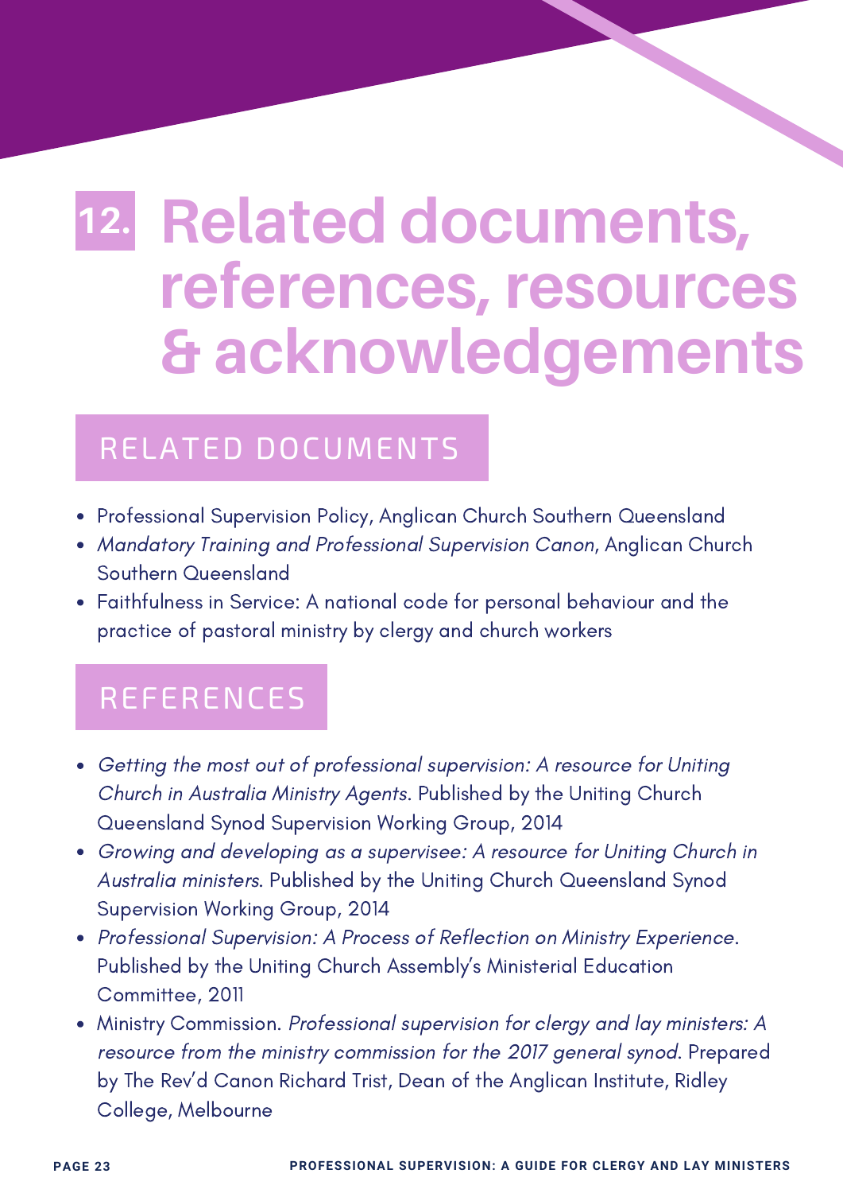# 12. Related documents, references, resources & acknowledgements

## RELATED DOCUMENTS

- Professional Supervision Policy, Anglican Church Southern Queensland
- *Mandatory Training and Professional Supervision Canon*, Anglican Church Southern Queensland
- Faithfulness in Service: A national code for personal behaviour and the practice of pastoral ministry by clergy and church workers

## REFERENCES

- *Getting the most out of professional supervision: A resource for Uniting Church in Australia Ministry Agents*. Published by the Uniting Church Queensland Synod Supervision Working Group, 2014
- *Growing and developing as a supervisee: A resource for Uniting Church in Australia ministers*. Published by the Uniting Church Queensland Synod Supervision Working Group, 2014
- *Professional Supervision: A Process of Reflection on Ministry Experience*. Published by the Uniting Church Assembly's Ministerial Education Committee, 2011
- Ministry Commission. *Professional supervision for clergy and lay ministers: A resource from the ministry commission for the 2017 general synod*. Prepared by The Rev'd Canon Richard Trist, Dean of the Anglican Institute, Ridley College, Melbourne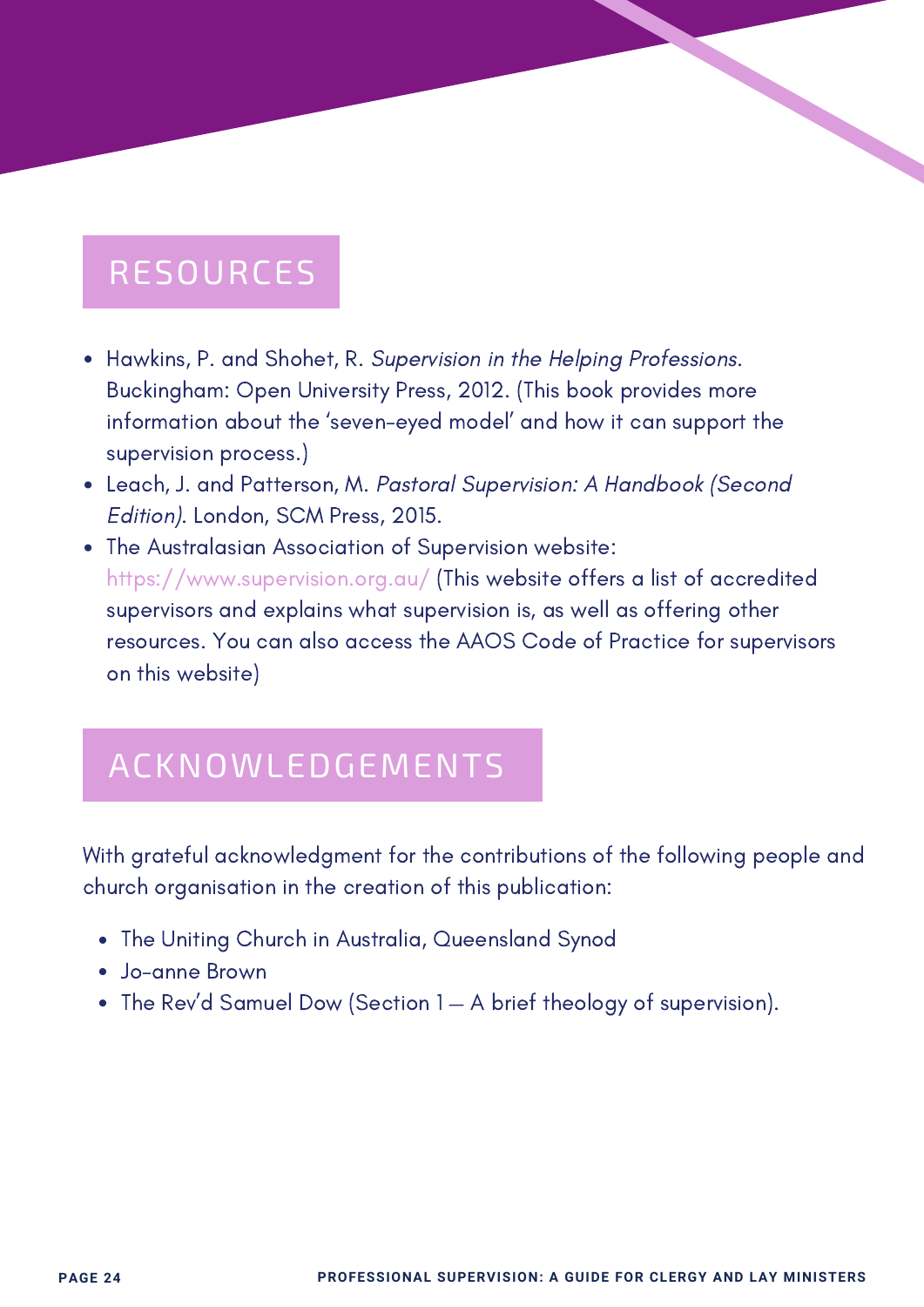## RESOURCES

- Hawkins, P. and Shohet, R. *Supervision in the Helping Professions*. Buckingham: Open University Press, 2012. (This book provides more information about the 'seven-eyed model' and how it can support the supervision process.)
- Leach, J. and Patterson, M. *Pastoral Supervision: A Handbook (Second Edition)*. London, SCM Press, 2015.
- The Australasian Association of Supervision website: https://www.supervision.org.au/ (This website offers a list of accredited supervisors and explains what supervision is, as well as offering other resources. You can also access the AAOS Code of Practice for supervisors on this website)

## ACKNOWLEDGEMENTS

With grateful acknowledgment for the contributions of the following people and church organisation in the creation of this publication:

- The Uniting Church in Australia, Queensland Synod
- Jo-anne Brown
- The Rev'd Samuel Dow (Section 1 — A brief theology of supervision).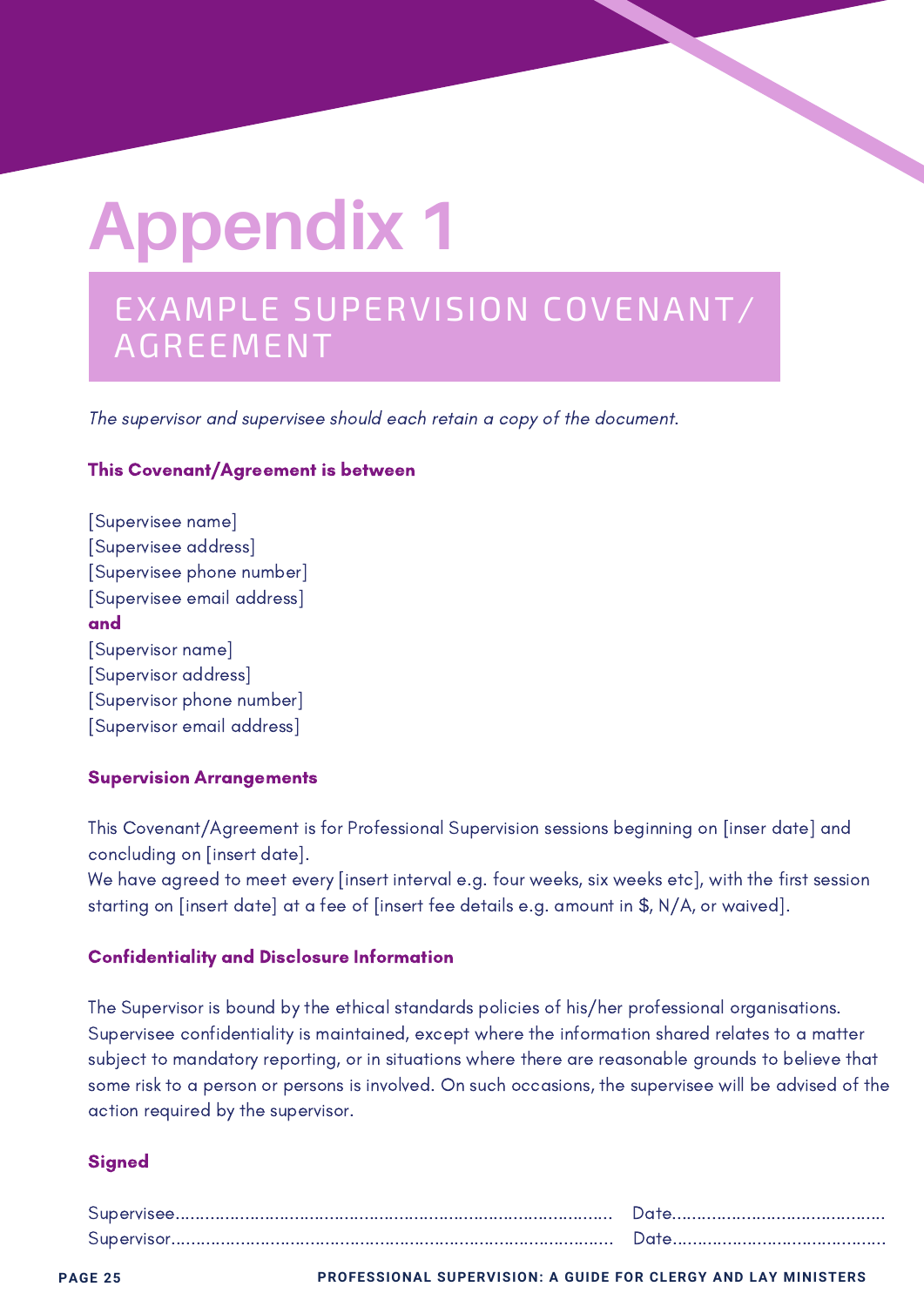# Appendix 1

## EXAMPLE SUPERVISION COVENANT/ AGREEMENT

*The supervisor and supervisee should each retain a copy of the document.*

**This Covenant/Agreement is between**

[Supervisee name]
[Supervisee address]
[Supervisee phone number]
[Supervisee email address]
**and**
[Supervisor name]
[Supervisor address]
[Supervisor phone number]
[Supervisor email address]

**Supervision Arrangements**

This Covenant/Agreement is for Professional Supervision sessions beginning on [inser date] and concluding on [insert date].
We have agreed to meet every [insert interval e.g. four weeks, six weeks etc], with the first session starting on [insert date] at a fee of [insert fee details e.g. amount in $, N/A, or waived].

**Confidentiality and Disclosure Information**

The Supervisor is bound by the ethical standards policies of his/her professional organisations. Supervisee confidentiality is maintained, except where the information shared relates to a matter subject to mandatory reporting, or in situations where there are reasonable grounds to believe that some risk to a person or persons is involved. On such occasions, the supervisee will be advised of the action required by the supervisor.

**Signed**

Supervisee.............................................................................................. Date...............................................
Supervisor.............................................................................................. Date...............................................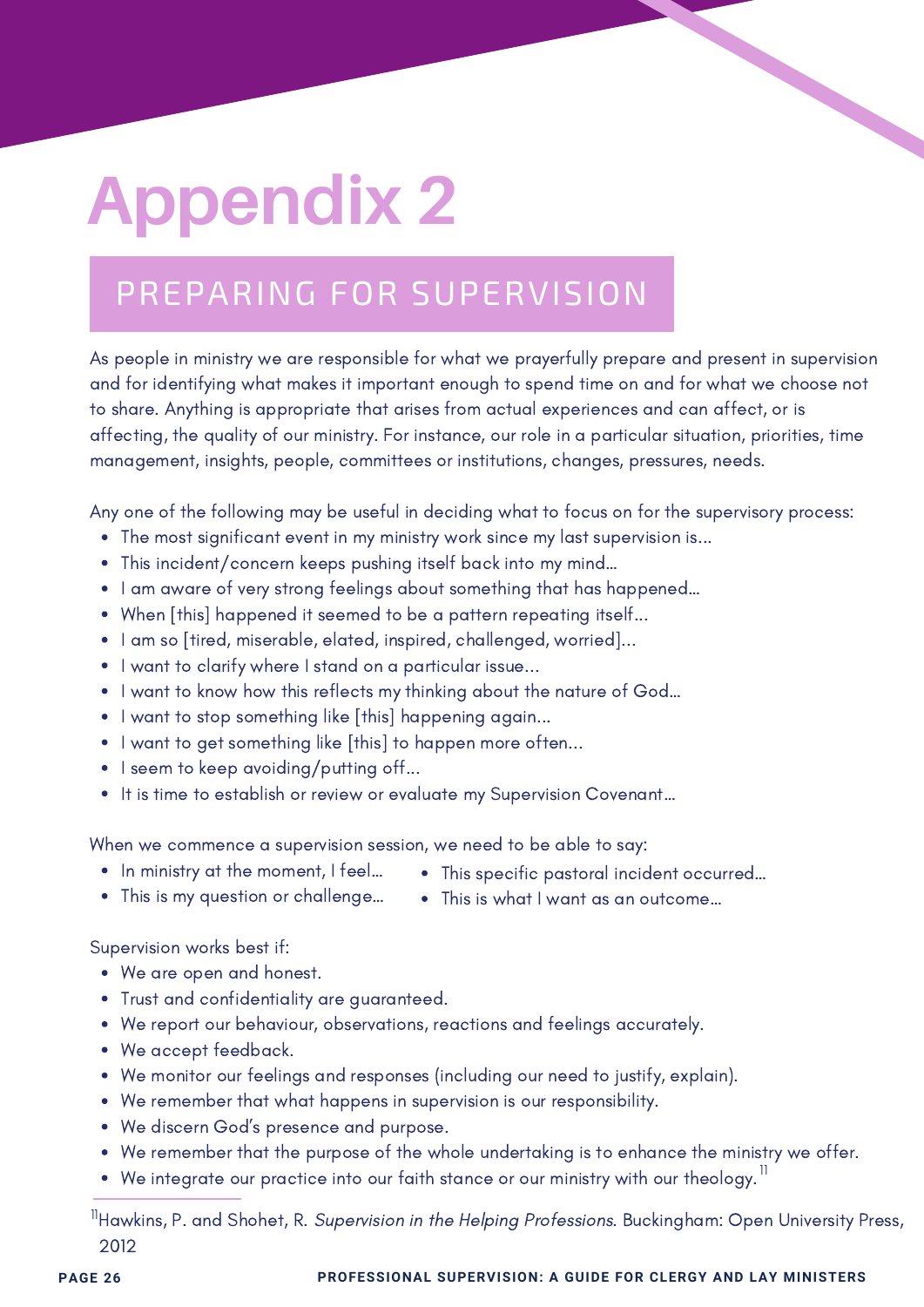# Appendix 2

## PREPARING FOR SUPERVISION

As people in ministry we are responsible for what we prayerfully prepare and present in supervision and for identifying what makes it important enough to spend time on and for what we choose not to share. Anything is appropriate that arises from actual experiences and can affect, or is affecting, the quality of our ministry. For instance, our role in a particular situation, priorities, time management, insights, people, committees or institutions, changes, pressures, needs.

Any one of the following may be useful in deciding what to focus on for the supervisory process:

- The most significant event in my ministry work since my last supervision is…
- This incident/concern keeps pushing itself back into my mind…
- I am aware of very strong feelings about something that has happened…
- When [this] happened it seemed to be a pattern repeating itself…
- I am so [tired, miserable, elated, inspired, challenged, worried]…
- I want to clarify where I stand on a particular issue…
- I want to know how this reflects my thinking about the nature of God…
- I want to stop something like [this] happening again…
- I want to get something like [this] to happen more often…
- I seem to keep avoiding/putting off…
- It is time to establish or review or evaluate my Supervision Covenant…

When we commence a supervision session, we need to be able to say:

- In ministry at the moment, I feel…
- This is my question or challenge…
- This specific pastoral incident occurred…
- This is what I want as an outcome…

Supervision works best if:

- We are open and honest.
- Trust and confidentiality are guaranteed.
- We report our behaviour, observations, reactions and feelings accurately.
- We accept feedback.
- We monitor our feelings and responses (including our need to justify, explain).
- We remember that what happens in supervision is our responsibility.
- We discern God's presence and purpose.
- We remember that the purpose of the whole undertaking is to enhance the ministry we offer.
- We integrate our practice into our faith stance or our ministry with our theology.[11]

[11] Hawkins, P. and Shohet, R. *Supervision in the Helping Professions*. Buckingham: Open University Press, 2012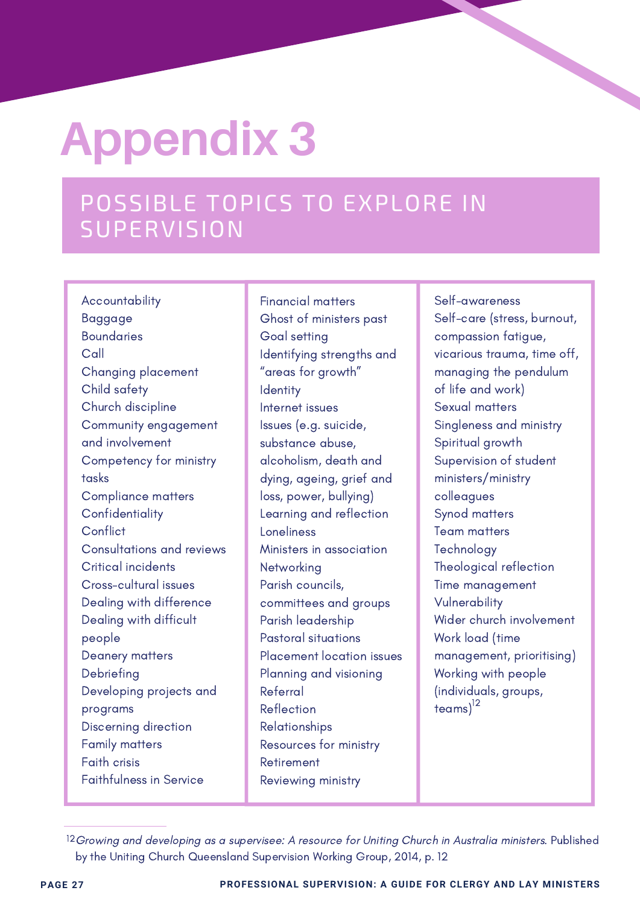# Appendix 3

## POSSIBLE TOPICS TO EXPLORE IN SUPERVISION

- Accountability
- Baggage
- Boundaries
- Call
- Changing placement
- Child safety
- Church discipline
- Community engagement and involvement
- Competency for ministry tasks
- Compliance matters
- Confidentiality
- Conflict
- Consultations and reviews
- Critical incidents
- Cross-cultural issues
- Dealing with difference
- Dealing with difficult people
- Deanery matters
- Debriefing
- Developing projects and programs
- Discerning direction
- Family matters
- Faith crisis
- Faithfulness in Service
- Financial matters
- Ghost of ministers past
- Goal setting
- Identifying strengths and "areas for growth"
- Identity
- Internet issues
- Issues (e.g. suicide, substance abuse, alcoholism, death and dying, ageing, grief and loss, power, bullying)
- Learning and reflection
- Loneliness
- Ministers in association
- Networking
- Parish councils, committees and groups
- Parish leadership
- Pastoral situations
- Placement location issues
- Planning and visioning
- Referral
- Reflection
- Relationships
- Resources for ministry
- Retirement
- Reviewing ministry
- Self-awareness
- Self-care (stress, burnout, compassion fatigue, vicarious trauma, time off, managing the pendulum of life and work)
- Sexual matters
- Singleness and ministry
- Spiritual growth
- Supervision of student ministers/ministry colleagues
- Synod matters
- Team matters
- Technology
- Theological reflection
- Time management
- Vulnerability
- Wider church involvement
- Work load (time management, prioritising)
- Working with people (individuals, groups, teams)[12]

---

[12] *Growing and developing as a supervisee: A resource for Uniting Church in Australia ministers*. Published by the Uniting Church Queensland Supervision Working Group, 2014, p. 12